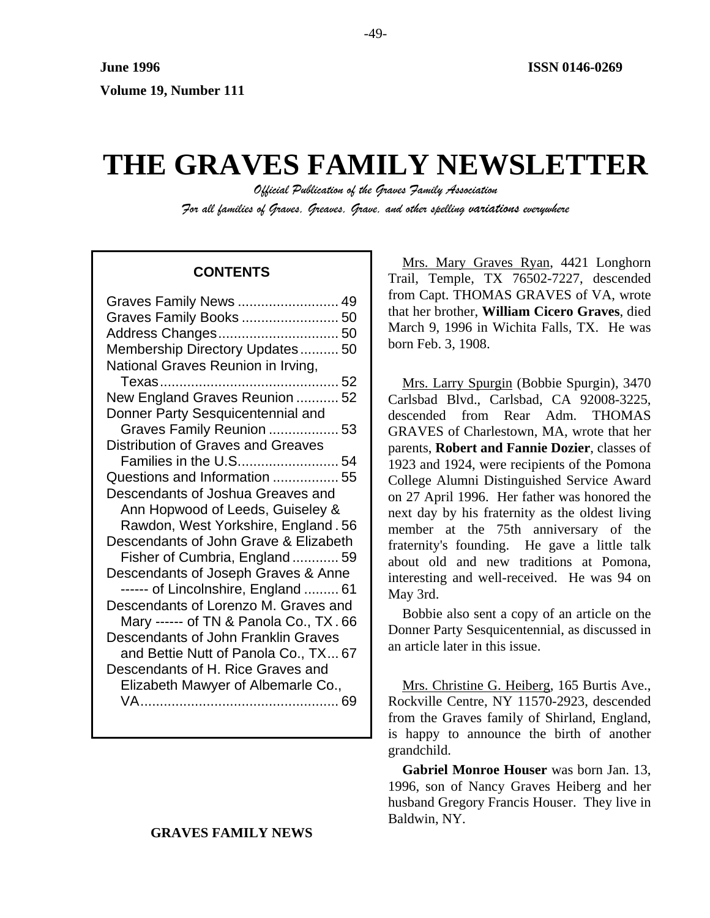June 1996 ISSN 0146-0269

Volume 19, Number 111

# THE GRAVES FAMILY NEWSLETTER

*Official Publication of the Graves Family Association*

*For all families of Graves, Greaves, Grave, and other spelling variations everywhere*

**CONTENTS**

- Graves Family News .......................... 49
- Graves Family Books ......................... 50
- Address Changes............................... 50
- Membership Directory Updates.......... 50
- National Graves Reunion in Irving, Texas.............................................. 52
- New England Graves Reunion ........... 52
- Donner Party Sesquicentennial and Graves Family Reunion .................. 53
- Distribution of Graves and Greaves Families in the U.S.......................... 54
- Questions and Information ................. 55
- Descendants of Joshua Greaves and Ann Hopwood of Leeds, Guiseley & Rawdon, West Yorkshire, England . 56
- Descendants of John Grave & Elizabeth Fisher of Cumbria, England ............ 59
- Descendants of Joseph Graves & Anne ------ of Lincolnshire, England ......... 61
- Descendants of Lorenzo M. Graves and Mary ------ of TN & Panola Co., TX . 66
- Descendants of John Franklin Graves and Bettie Nutt of Panola Co., TX... 67
- Descendants of H. Rice Graves and Elizabeth Mawyer of Albemarle Co., VA................................................... 69

## GRAVES FAMILY NEWS

Mrs. Mary Graves Ryan, 4421 Longhorn Trail, Temple, TX 76502-7227, descended from Capt. THOMAS GRAVES of VA, wrote that her brother, **William Cicero Graves**, died March 9, 1996 in Wichita Falls, TX. He was born Feb. 3, 1908.

Mrs. Larry Spurgin (Bobbie Spurgin), 3470 Carlsbad Blvd., Carlsbad, CA 92008-3225, descended from Rear Adm. THOMAS GRAVES of Charlestown, MA, wrote that her parents, **Robert and Fannie Dozier**, classes of 1923 and 1924, were recipients of the Pomona College Alumni Distinguished Service Award on 27 April 1996. Her father was honored the next day by his fraternity as the oldest living member at the 75th anniversary of the fraternity's founding. He gave a little talk about old and new traditions at Pomona, interesting and well-received. He was 94 on May 3rd.

Bobbie also sent a copy of an article on the Donner Party Sesquicentennial, as discussed in an article later in this issue.

Mrs. Christine G. Heiberg, 165 Burtis Ave., Rockville Centre, NY 11570-2923, descended from the Graves family of Shirland, England, is happy to announce the birth of another grandchild.

**Gabriel Monroe Houser** was born Jan. 13, 1996, son of Nancy Graves Heiberg and her husband Gregory Francis Houser. They live in Baldwin, NY.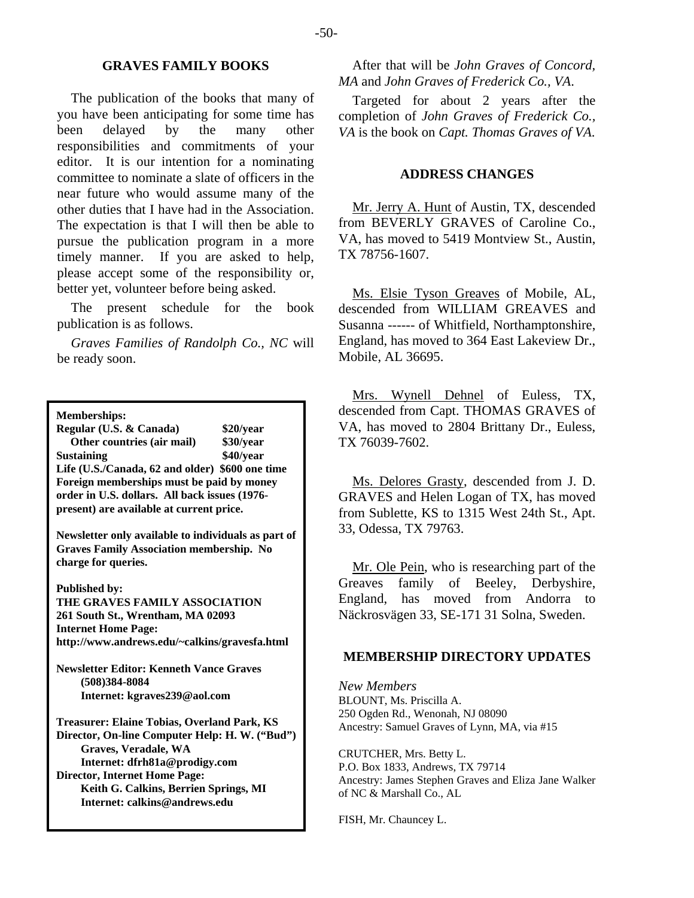## GRAVES FAMILY BOOKS

The publication of the books that many of you have been anticipating for some time has been delayed by the many other responsibilities and commitments of your editor. It is our intention for a nominating committee to nominate a slate of officers in the near future who would assume many of the other duties that I have had in the Association. The expectation is that I will then be able to pursue the publication program in a more timely manner. If you are asked to help, please accept some of the responsibility or, better yet, volunteer before being asked.

The present schedule for the book publication is as follows.

*Graves Families of Randolph Co., NC* will be ready soon.

After that will be *John Graves of Concord, MA* and *John Graves of Frederick Co., VA*.

Targeted for about 2 years after the completion of *John Graves of Frederick Co., VA* is the book on *Capt. Thomas Graves of VA*.

**Memberships:**
**Regular (U.S. & Canada) $20/year**
**Other countries (air mail) $30/year**
**Sustaining $40/year**
**Life (U.S./Canada, 62 and older) $600 one time**
**Foreign memberships must be paid by money order in U.S. dollars. All back issues (1976-present) are available at current price.**

**Newsletter only available to individuals as part of Graves Family Association membership. No charge for queries.**

**Published by:**
**THE GRAVES FAMILY ASSOCIATION**
**261 South St., Wrentham, MA 02093**
**Internet Home Page:**
**http://www.andrews.edu/~calkins/gravesfa.html**

**Newsletter Editor: Kenneth Vance Graves**
**(508)384-8084**
**Internet: kgraves239@aol.com**

**Treasurer: Elaine Tobias, Overland Park, KS**
**Director, On-line Computer Help: H. W. ("Bud") Graves, Veradale, WA**
**Internet: dfrh81a@prodigy.com**
**Director, Internet Home Page:**
**Keith G. Calkins, Berrien Springs, MI**
**Internet: calkins@andrews.edu**

## ADDRESS CHANGES

Mr. Jerry A. Hunt of Austin, TX, descended from BEVERLY GRAVES of Caroline Co., VA, has moved to 5419 Montview St., Austin, TX 78756-1607.

Ms. Elsie Tyson Greaves of Mobile, AL, descended from WILLIAM GREAVES and Susanna ------ of Whitfield, Northamptonshire, England, has moved to 364 East Lakeview Dr., Mobile, AL 36695.

Mrs. Wynell Dehnel of Euless, TX, descended from Capt. THOMAS GRAVES of VA, has moved to 2804 Brittany Dr., Euless, TX 76039-7602.

Ms. Delores Grasty, descended from J. D. GRAVES and Helen Logan of TX, has moved from Sublette, KS to 1315 West 24th St., Apt. 33, Odessa, TX 79763.

Mr. Ole Pein, who is researching part of the Greaves family of Beeley, Derbyshire, England, has moved from Andorra to Näckrosvägen 33, SE-171 31 Solna, Sweden.

## MEMBERSHIP DIRECTORY UPDATES

*New Members*

BLOUNT, Ms. Priscilla A.
250 Ogden Rd., Wenonah, NJ 08090
Ancestry: Samuel Graves of Lynn, MA, via #15

CRUTCHER, Mrs. Betty L.
P.O. Box 1833, Andrews, TX 79714
Ancestry: James Stephen Graves and Eliza Jane Walker of NC & Marshall Co., AL

FISH, Mr. Chauncey L.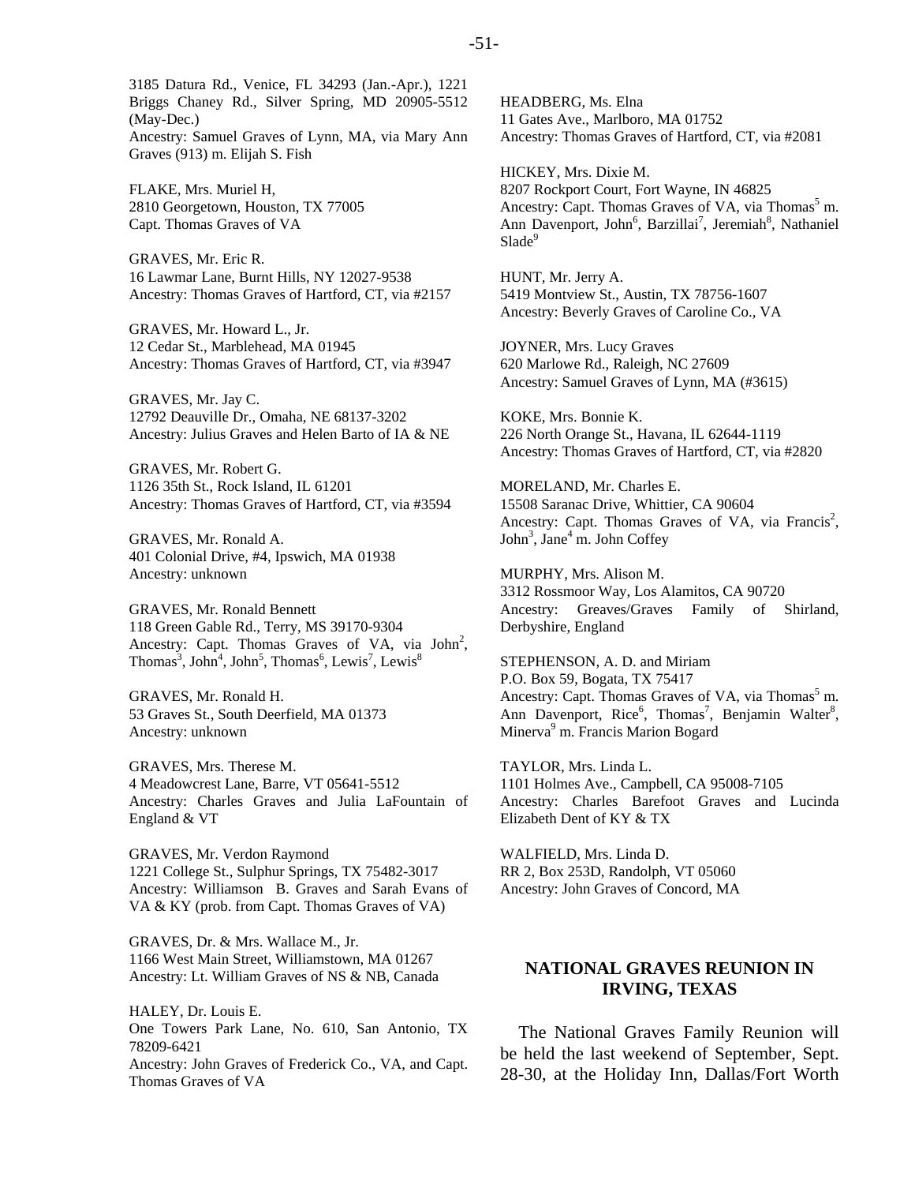3185 Datura Rd., Venice, FL 34293 (Jan.-Apr.), 1221 Briggs Chaney Rd., Silver Spring, MD 20905-5512 (May-Dec.)
Ancestry: Samuel Graves of Lynn, MA, via Mary Ann Graves (913) m. Elijah S. Fish

FLAKE, Mrs. Muriel H,
2810 Georgetown, Houston, TX 77005
Capt. Thomas Graves of VA

GRAVES, Mr. Eric R.
16 Lawmar Lane, Burnt Hills, NY 12027-9538
Ancestry: Thomas Graves of Hartford, CT, via #2157

GRAVES, Mr. Howard L., Jr.
12 Cedar St., Marblehead, MA 01945
Ancestry: Thomas Graves of Hartford, CT, via #3947

GRAVES, Mr. Jay C.
12792 Deauville Dr., Omaha, NE 68137-3202
Ancestry: Julius Graves and Helen Barto of IA & NE

GRAVES, Mr. Robert G.
1126 35th St., Rock Island, IL 61201
Ancestry: Thomas Graves of Hartford, CT, via #3594

GRAVES, Mr. Ronald A.
401 Colonial Drive, #4, Ipswich, MA 01938
Ancestry: unknown

GRAVES, Mr. Ronald Bennett
118 Green Gable Rd., Terry, MS 39170-9304
Ancestry: Capt. Thomas Graves of VA, via John[2], Thomas[3], John[4], John[5], Thomas[6], Lewis[7], Lewis[8]

GRAVES, Mr. Ronald H.
53 Graves St., South Deerfield, MA 01373
Ancestry: unknown

GRAVES, Mrs. Therese M.
4 Meadowcrest Lane, Barre, VT 05641-5512
Ancestry: Charles Graves and Julia LaFountain of England & VT

GRAVES, Mr. Verdon Raymond
1221 College St., Sulphur Springs, TX 75482-3017
Ancestry: Williamson B. Graves and Sarah Evans of VA & KY (prob. from Capt. Thomas Graves of VA)

GRAVES, Dr. & Mrs. Wallace M., Jr.
1166 West Main Street, Williamstown, MA 01267
Ancestry: Lt. William Graves of NS & NB, Canada

HALEY, Dr. Louis E.
One Towers Park Lane, No. 610, San Antonio, TX 78209-6421
Ancestry: John Graves of Frederick Co., VA, and Capt. Thomas Graves of VA

HEADBERG, Ms. Elna
11 Gates Ave., Marlboro, MA 01752
Ancestry: Thomas Graves of Hartford, CT, via #2081

HICKEY, Mrs. Dixie M.
8207 Rockport Court, Fort Wayne, IN 46825
Ancestry: Capt. Thomas Graves of VA, via Thomas[5] m. Ann Davenport, John[6], Barzillai[7], Jeremiah[8], Nathaniel Slade[9]

HUNT, Mr. Jerry A.
5419 Montview St., Austin, TX 78756-1607
Ancestry: Beverly Graves of Caroline Co., VA

JOYNER, Mrs. Lucy Graves
620 Marlowe Rd., Raleigh, NC 27609
Ancestry: Samuel Graves of Lynn, MA (#3615)

KOKE, Mrs. Bonnie K.
226 North Orange St., Havana, IL 62644-1119
Ancestry: Thomas Graves of Hartford, CT, via #2820

MORELAND, Mr. Charles E.
15508 Saranac Drive, Whittier, CA 90604
Ancestry: Capt. Thomas Graves of VA, via Francis[2], John[3], Jane[4] m. John Coffey

MURPHY, Mrs. Alison M.
3312 Rossmoor Way, Los Alamitos, CA 90720
Ancestry: Greaves/Graves Family of Shirland, Derbyshire, England

STEPHENSON, A. D. and Miriam
P.O. Box 59, Bogata, TX 75417
Ancestry: Capt. Thomas Graves of VA, via Thomas[5] m. Ann Davenport, Rice[6], Thomas[7], Benjamin Walter[8], Minerva[9] m. Francis Marion Bogard

TAYLOR, Mrs. Linda L.
1101 Holmes Ave., Campbell, CA 95008-7105
Ancestry: Charles Barefoot Graves and Lucinda Elizabeth Dent of KY & TX

WALFIELD, Mrs. Linda D.
RR 2, Box 253D, Randolph, VT 05060
Ancestry: John Graves of Concord, MA

## NATIONAL GRAVES REUNION IN IRVING, TEXAS

The National Graves Family Reunion will be held the last weekend of September, Sept. 28-30, at the Holiday Inn, Dallas/Fort Worth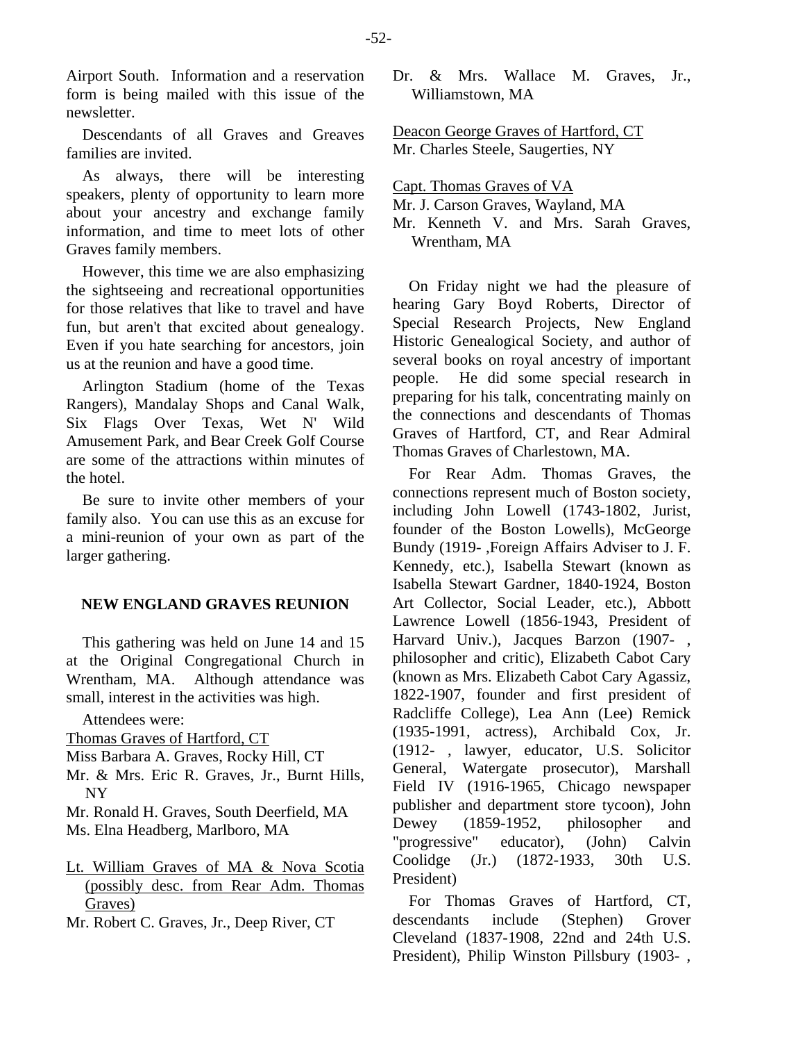Airport South. Information and a reservation form is being mailed with this issue of the newsletter.

Descendants of all Graves and Greaves families are invited.

As always, there will be interesting speakers, plenty of opportunity to learn more about your ancestry and exchange family information, and time to meet lots of other Graves family members.

However, this time we are also emphasizing the sightseeing and recreational opportunities for those relatives that like to travel and have fun, but aren't that excited about genealogy. Even if you hate searching for ancestors, join us at the reunion and have a good time.

Arlington Stadium (home of the Texas Rangers), Mandalay Shops and Canal Walk, Six Flags Over Texas, Wet N' Wild Amusement Park, and Bear Creek Golf Course are some of the attractions within minutes of the hotel.

Be sure to invite other members of your family also. You can use this as an excuse for a mini-reunion of your own as part of the larger gathering.

## NEW ENGLAND GRAVES REUNION

This gathering was held on June 14 and 15 at the Original Congregational Church in Wrentham, MA. Although attendance was small, interest in the activities was high.

Attendees were:

Thomas Graves of Hartford, CT

Miss Barbara A. Graves, Rocky Hill, CT
Mr. & Mrs. Eric R. Graves, Jr., Burnt Hills, NY
Mr. Ronald H. Graves, South Deerfield, MA
Ms. Elna Headberg, Marlboro, MA

Lt. William Graves of MA & Nova Scotia (possibly desc. from Rear Adm. Thomas Graves)

Mr. Robert C. Graves, Jr., Deep River, CT
Dr. & Mrs. Wallace M. Graves, Jr., Williamstown, MA

Deacon George Graves of Hartford, CT

Mr. Charles Steele, Saugerties, NY

Capt. Thomas Graves of VA

Mr. J. Carson Graves, Wayland, MA
Mr. Kenneth V. and Mrs. Sarah Graves, Wrentham, MA

On Friday night we had the pleasure of hearing Gary Boyd Roberts, Director of Special Research Projects, New England Historic Genealogical Society, and author of several books on royal ancestry of important people. He did some special research in preparing for his talk, concentrating mainly on the connections and descendants of Thomas Graves of Hartford, CT, and Rear Admiral Thomas Graves of Charlestown, MA.

For Rear Adm. Thomas Graves, the connections represent much of Boston society, including John Lowell (1743-1802, Jurist, founder of the Boston Lowells), McGeorge Bundy (1919- ,Foreign Affairs Adviser to J. F. Kennedy, etc.), Isabella Stewart (known as Isabella Stewart Gardner, 1840-1924, Boston Art Collector, Social Leader, etc.), Abbott Lawrence Lowell (1856-1943, President of Harvard Univ.), Jacques Barzon (1907- , philosopher and critic), Elizabeth Cabot Cary (known as Mrs. Elizabeth Cabot Cary Agassiz, 1822-1907, founder and first president of Radcliffe College), Lea Ann (Lee) Remick (1935-1991, actress), Archibald Cox, Jr. (1912- , lawyer, educator, U.S. Solicitor General, Watergate prosecutor), Marshall Field IV (1916-1965, Chicago newspaper publisher and department store tycoon), John Dewey (1859-1952, philosopher and "progressive" educator), (John) Calvin Coolidge (Jr.) (1872-1933, 30th U.S. President)

For Thomas Graves of Hartford, CT, descendants include (Stephen) Grover Cleveland (1837-1908, 22nd and 24th U.S. President), Philip Winston Pillsbury (1903- ,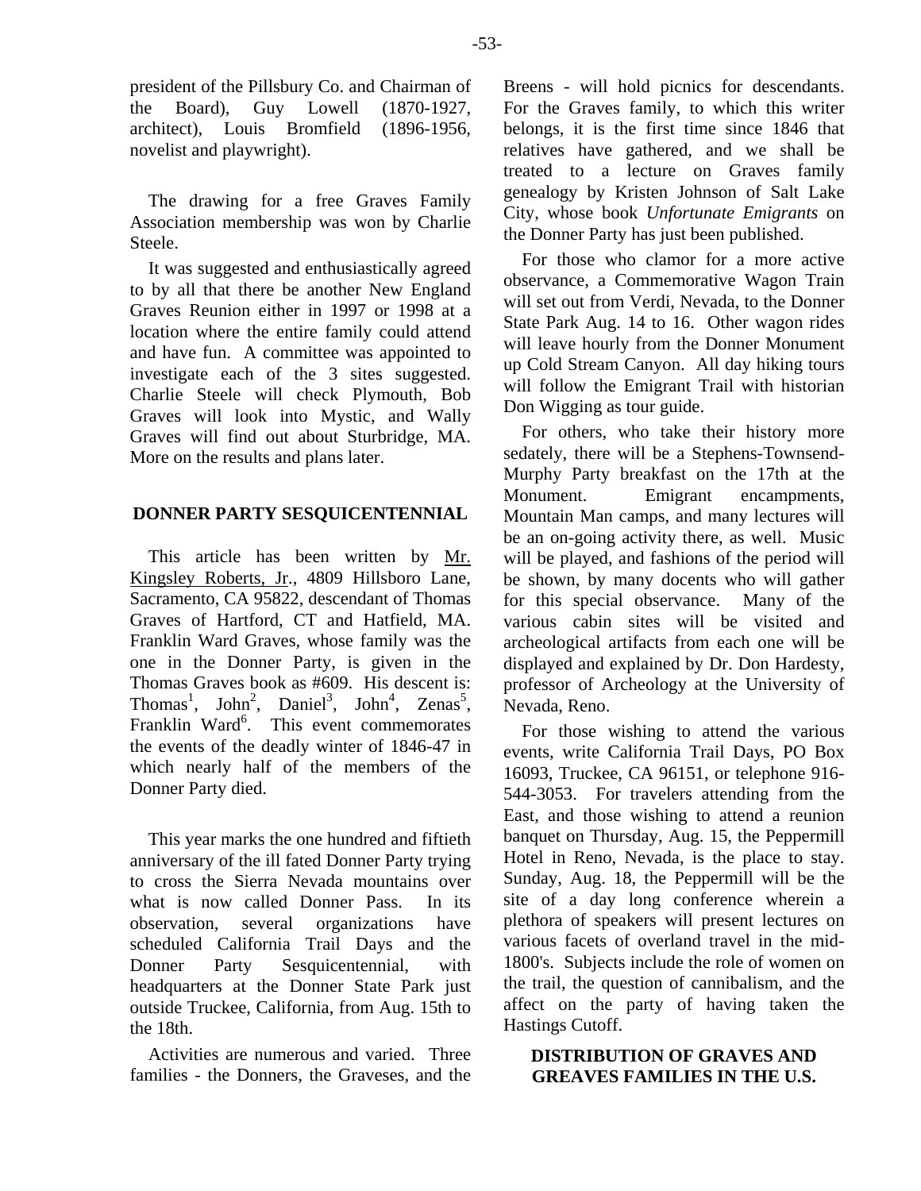president of the Pillsbury Co. and Chairman of the Board), Guy Lowell (1870-1927, architect), Louis Bromfield (1896-1956, novelist and playwright).

The drawing for a free Graves Family Association membership was won by Charlie Steele.

It was suggested and enthusiastically agreed to by all that there be another New England Graves Reunion either in 1997 or 1998 at a location where the entire family could attend and have fun. A committee was appointed to investigate each of the 3 sites suggested. Charlie Steele will check Plymouth, Bob Graves will look into Mystic, and Wally Graves will find out about Sturbridge, MA. More on the results and plans later.

## DONNER PARTY SESQUICENTENNIAL

This article has been written by Mr. Kingsley Roberts, Jr., 4809 Hillsboro Lane, Sacramento, CA 95822, descendant of Thomas Graves of Hartford, CT and Hatfield, MA. Franklin Ward Graves, whose family was the one in the Donner Party, is given in the Thomas Graves book as #609. His descent is: Thomas[1], John[2], Daniel[3], John[4], Zenas[5], Franklin Ward[6]. This event commemorates the events of the deadly winter of 1846-47 in which nearly half of the members of the Donner Party died.

This year marks the one hundred and fiftieth anniversary of the ill fated Donner Party trying to cross the Sierra Nevada mountains over what is now called Donner Pass. In its observation, several organizations have scheduled California Trail Days and the Donner Party Sesquicentennial, with headquarters at the Donner State Park just outside Truckee, California, from Aug. 15th to the 18th.

Activities are numerous and varied. Three families - the Donners, the Graveses, and the Breens - will hold picnics for descendants. For the Graves family, to which this writer belongs, it is the first time since 1846 that relatives have gathered, and we shall be treated to a lecture on Graves family genealogy by Kristen Johnson of Salt Lake City, whose book *Unfortunate Emigrants* on the Donner Party has just been published.

For those who clamor for a more active observance, a Commemorative Wagon Train will set out from Verdi, Nevada, to the Donner State Park Aug. 14 to 16. Other wagon rides will leave hourly from the Donner Monument up Cold Stream Canyon. All day hiking tours will follow the Emigrant Trail with historian Don Wigging as tour guide.

For others, who take their history more sedately, there will be a Stephens-Townsend-Murphy Party breakfast on the 17th at the Monument. Emigrant encampments, Mountain Man camps, and many lectures will be an on-going activity there, as well. Music will be played, and fashions of the period will be shown, by many docents who will gather for this special observance. Many of the various cabin sites will be visited and archeological artifacts from each one will be displayed and explained by Dr. Don Hardesty, professor of Archeology at the University of Nevada, Reno.

For those wishing to attend the various events, write California Trail Days, PO Box 16093, Truckee, CA 96151, or telephone 916-544-3053. For travelers attending from the East, and those wishing to attend a reunion banquet on Thursday, Aug. 15, the Peppermill Hotel in Reno, Nevada, is the place to stay. Sunday, Aug. 18, the Peppermill will be the site of a day long conference wherein a plethora of speakers will present lectures on various facets of overland travel in the mid-1800's. Subjects include the role of women on the trail, the question of cannibalism, and the affect on the party of having taken the Hastings Cutoff.

## DISTRIBUTION OF GRAVES AND GREAVES FAMILIES IN THE U.S.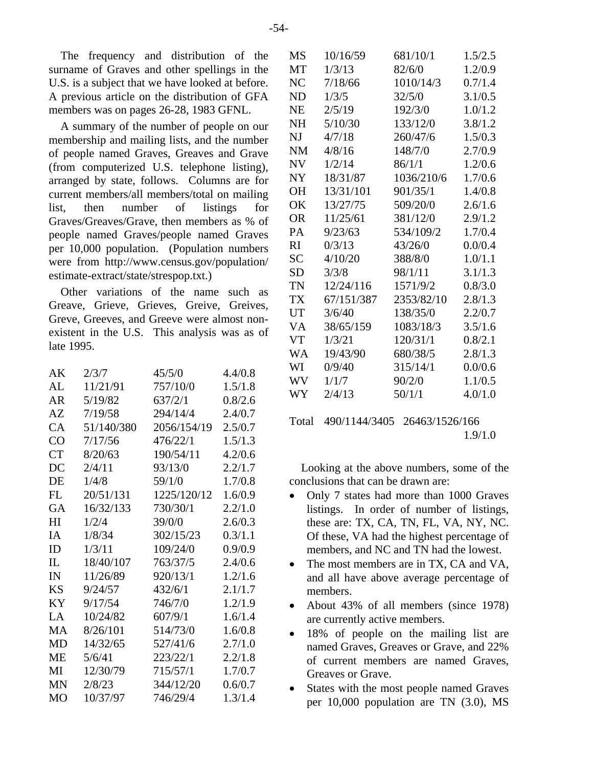The frequency and distribution of the surname of Graves and other spellings in the U.S. is a subject that we have looked at before. A previous article on the distribution of GFA members was on pages 26-28, 1983 GFNL.

A summary of the number of people on our membership and mailing lists, and the number of people named Graves, Greaves and Grave (from computerized U.S. telephone listing), arranged by state, follows. Columns are for current members/all members/total on mailing list, then number of listings for Graves/Greaves/Grave, then members as % of people named Graves/people named Graves per 10,000 population. (Population numbers were from http://www.census.gov/population/estimate-extract/state/strespop.txt.)

Other variations of the name such as Greave, Grieve, Grieves, Greive, Greives, Greve, Greeves, and Greeve were almost non-existent in the U.S. This analysis was as of late 1995.

| | | | |
|---|---|---|---|
| AK | 2/3/7 | 45/5/0 | 4.4/0.8 |
| AL | 11/21/91 | 757/10/0 | 1.5/1.8 |
| AR | 5/19/82 | 637/2/1 | 0.8/2.6 |
| AZ | 7/19/58 | 294/14/4 | 2.4/0.7 |
| CA | 51/140/380 | 2056/154/19 | 2.5/0.7 |
| CO | 7/17/56 | 476/22/1 | 1.5/1.3 |
| CT | 8/20/63 | 190/54/11 | 4.2/0.6 |
| DC | 2/4/11 | 93/13/0 | 2.2/1.7 |
| DE | 1/4/8 | 59/1/0 | 1.7/0.8 |
| FL | 20/51/131 | 1225/120/12 | 1.6/0.9 |
| GA | 16/32/133 | 730/30/1 | 2.2/1.0 |
| HI | 1/2/4 | 39/0/0 | 2.6/0.3 |
| IA | 1/8/34 | 302/15/23 | 0.3/1.1 |
| ID | 1/3/11 | 109/24/0 | 0.9/0.9 |
| IL | 18/40/107 | 763/37/5 | 2.4/0.6 |
| IN | 11/26/89 | 920/13/1 | 1.2/1.6 |
| KS | 9/24/57 | 432/6/1 | 2.1/1.7 |
| KY | 9/17/54 | 746/7/0 | 1.2/1.9 |
| LA | 10/24/82 | 607/9/1 | 1.6/1.4 |
| MA | 8/26/101 | 514/73/0 | 1.6/0.8 |
| MD | 14/32/65 | 527/41/6 | 2.7/1.0 |
| ME | 5/6/41 | 223/22/1 | 2.2/1.8 |
| MI | 12/30/79 | 715/57/1 | 1.7/0.7 |
| MN | 2/8/23 | 344/12/20 | 0.6/0.7 |
| MO | 10/37/97 | 746/29/4 | 1.3/1.4 |
| MS | 10/16/59 | 681/10/1 | 1.5/2.5 |
| MT | 1/3/13 | 82/6/0 | 1.2/0.9 |
| NC | 7/18/66 | 1010/14/3 | 0.7/1.4 |
| ND | 1/3/5 | 32/5/0 | 3.1/0.5 |
| NE | 2/5/19 | 192/3/0 | 1.0/1.2 |
| NH | 5/10/30 | 133/12/0 | 3.8/1.2 |
| NJ | 4/7/18 | 260/47/6 | 1.5/0.3 |
| NM | 4/8/16 | 148/7/0 | 2.7/0.9 |
| NV | 1/2/14 | 86/1/1 | 1.2/0.6 |
| NY | 18/31/87 | 1036/210/6 | 1.7/0.6 |
| OH | 13/31/101 | 901/35/1 | 1.4/0.8 |
| OK | 13/27/75 | 509/20/0 | 2.6/1.6 |
| OR | 11/25/61 | 381/12/0 | 2.9/1.2 |
| PA | 9/23/63 | 534/109/2 | 1.7/0.4 |
| RI | 0/3/13 | 43/26/0 | 0.0/0.4 |
| SC | 4/10/20 | 388/8/0 | 1.0/1.1 |
| SD | 3/3/8 | 98/1/11 | 3.1/1.3 |
| TN | 12/24/116 | 1571/9/2 | 0.8/3.0 |
| TX | 67/151/387 | 2353/82/10 | 2.8/1.3 |
| UT | 3/6/40 | 138/35/0 | 2.2/0.7 |
| VA | 38/65/159 | 1083/18/3 | 3.5/1.6 |
| VT | 1/3/21 | 120/31/1 | 0.8/2.1 |
| WA | 19/43/90 | 680/38/5 | 2.8/1.3 |
| WI | 0/9/40 | 315/14/1 | 0.0/0.6 |
| WV | 1/1/7 | 90/2/0 | 1.1/0.5 |
| WY | 2/4/13 | 50/1/1 | 4.0/1.0 |
| Total | 490/1144/3405 | 26463/1526/166 | 1.9/1.0 |

Looking at the above numbers, some of the conclusions that can be drawn are:

- Only 7 states had more than 1000 Graves listings. In order of number of listings, these are: TX, CA, TN, FL, VA, NY, NC. Of these, VA had the highest percentage of members, and NC and TN had the lowest.
- The most members are in TX, CA and VA, and all have above average percentage of members.
- About 43% of all members (since 1978) are currently active members.
- 18% of people on the mailing list are named Graves, Greaves or Grave, and 22% of current members are named Graves, Greaves or Grave.
- States with the most people named Graves per 10,000 population are TN (3.0), MS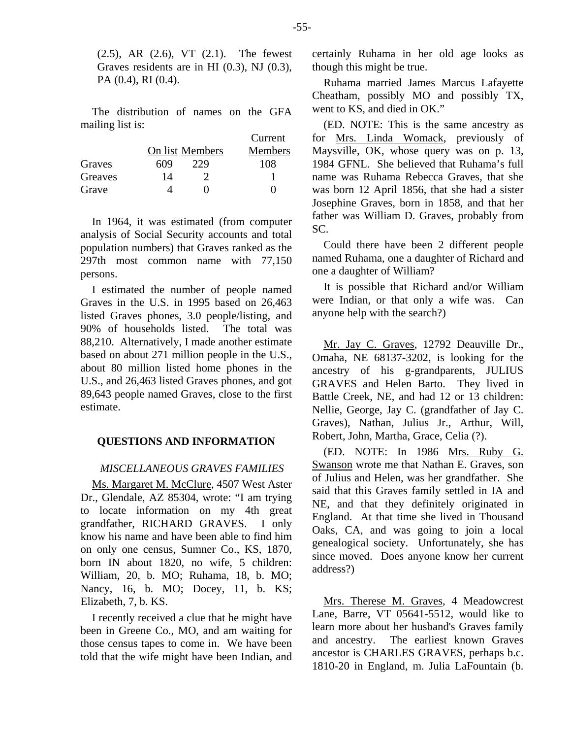(2.5), AR (2.6), VT (2.1). The fewest Graves residents are in HI (0.3), NJ (0.3), PA (0.4), RI (0.4).

The distribution of names on the GFA mailing list is:

| | On list | Members | Current Members |
|---|---|---|---|
| Graves | 609 | 229 | 108 |
| Greaves | 14 | 2 | 1 |
| Grave | 4 | 0 | 0 |

In 1964, it was estimated (from computer analysis of Social Security accounts and total population numbers) that Graves ranked as the 297th most common name with 77,150 persons.

I estimated the number of people named Graves in the U.S. in 1995 based on 26,463 listed Graves phones, 3.0 people/listing, and 90% of households listed. The total was 88,210. Alternatively, I made another estimate based on about 271 million people in the U.S., about 80 million listed home phones in the U.S., and 26,463 listed Graves phones, and got 89,643 people named Graves, close to the first estimate.

## QUESTIONS AND INFORMATION

### *MISCELLANEOUS GRAVES FAMILIES*

Ms. Margaret M. McClure, 4507 West Aster Dr., Glendale, AZ 85304, wrote: "I am trying to locate information on my 4th great grandfather, RICHARD GRAVES. I only know his name and have been able to find him on only one census, Sumner Co., KS, 1870, born IN about 1820, no wife, 5 children: William, 20, b. MO; Ruhama, 18, b. MO; Nancy, 16, b. MO; Docey, 11, b. KS; Elizabeth, 7, b. KS.

I recently received a clue that he might have been in Greene Co., MO, and am waiting for those census tapes to come in. We have been told that the wife might have been Indian, and certainly Ruhama in her old age looks as though this might be true.

Ruhama married James Marcus Lafayette Cheatham, possibly MO and possibly TX, went to KS, and died in OK."

(ED. NOTE: This is the same ancestry as for Mrs. Linda Womack, previously of Maysville, OK, whose query was on p. 13, 1984 GFNL. She believed that Ruhama's full name was Ruhama Rebecca Graves, that she was born 12 April 1856, that she had a sister Josephine Graves, born in 1858, and that her father was William D. Graves, probably from SC.

Could there have been 2 different people named Ruhama, one a daughter of Richard and one a daughter of William?

It is possible that Richard and/or William were Indian, or that only a wife was. Can anyone help with the search?)

Mr. Jay C. Graves, 12792 Deauville Dr., Omaha, NE 68137-3202, is looking for the ancestry of his g-grandparents, JULIUS GRAVES and Helen Barto. They lived in Battle Creek, NE, and had 12 or 13 children: Nellie, George, Jay C. (grandfather of Jay C. Graves), Nathan, Julius Jr., Arthur, Will, Robert, John, Martha, Grace, Celia (?).

(ED. NOTE: In 1986 Mrs. Ruby G. Swanson wrote me that Nathan E. Graves, son of Julius and Helen, was her grandfather. She said that this Graves family settled in IA and NE, and that they definitely originated in England. At that time she lived in Thousand Oaks, CA, and was going to join a local genealogical society. Unfortunately, she has since moved. Does anyone know her current address?)

Mrs. Therese M. Graves, 4 Meadowcrest Lane, Barre, VT 05641-5512, would like to learn more about her husband's Graves family and ancestry. The earliest known Graves ancestor is CHARLES GRAVES, perhaps b.c. 1810-20 in England, m. Julia LaFountain (b.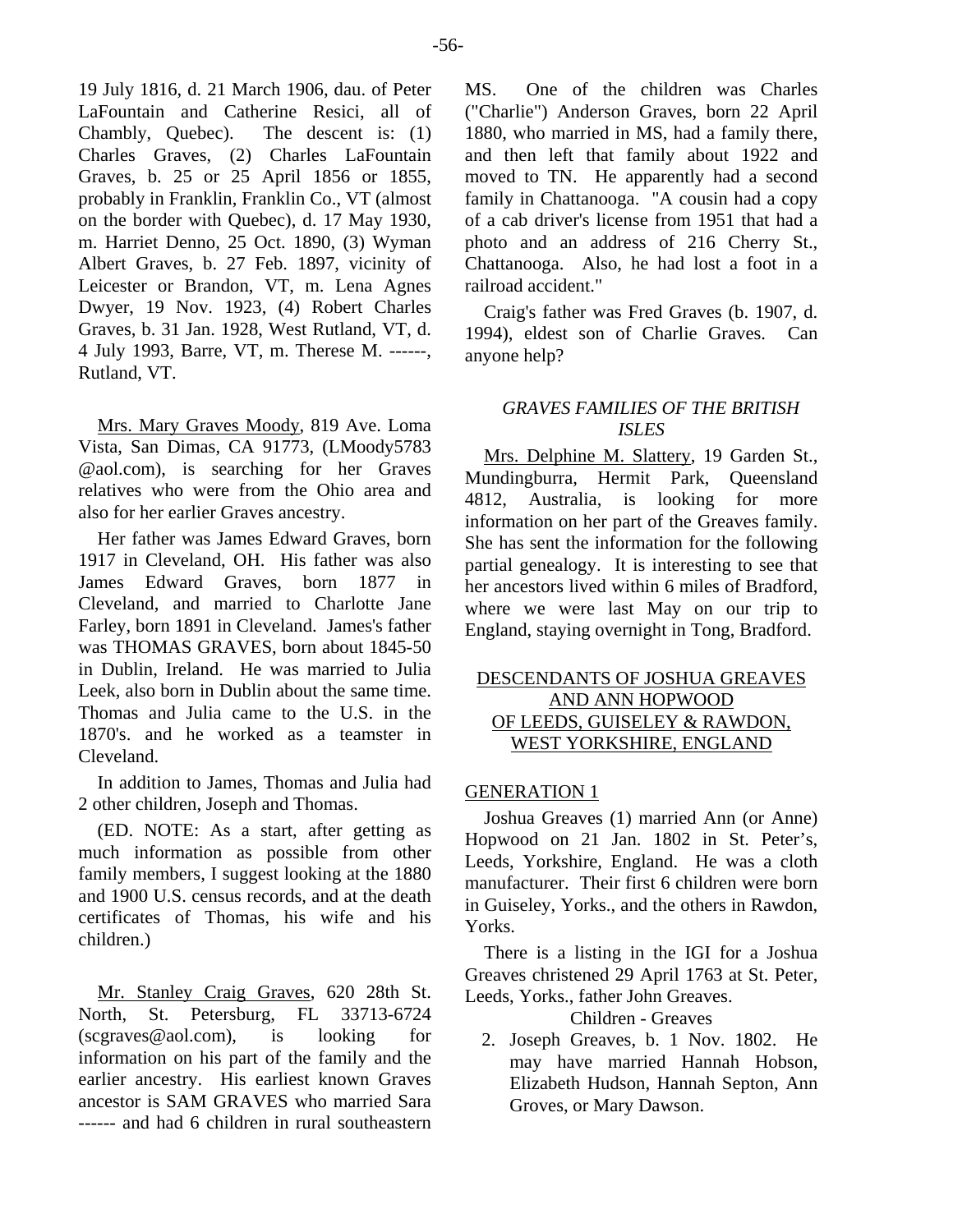19 July 1816, d. 21 March 1906, dau. of Peter LaFountain and Catherine Resici, all of Chambly, Quebec). The descent is: (1) Charles Graves, (2) Charles LaFountain Graves, b. 25 or 25 April 1856 or 1855, probably in Franklin, Franklin Co., VT (almost on the border with Quebec), d. 17 May 1930, m. Harriet Denno, 25 Oct. 1890, (3) Wyman Albert Graves, b. 27 Feb. 1897, vicinity of Leicester or Brandon, VT, m. Lena Agnes Dwyer, 19 Nov. 1923, (4) Robert Charles Graves, b. 31 Jan. 1928, West Rutland, VT, d. 4 July 1993, Barre, VT, m. Therese M. ------, Rutland, VT.

Mrs. Mary Graves Moody, 819 Ave. Loma Vista, San Dimas, CA 91773, (LMoody5783 @aol.com), is searching for her Graves relatives who were from the Ohio area and also for her earlier Graves ancestry.

Her father was James Edward Graves, born 1917 in Cleveland, OH. His father was also James Edward Graves, born 1877 in Cleveland, and married to Charlotte Jane Farley, born 1891 in Cleveland. James's father was THOMAS GRAVES, born about 1845-50 in Dublin, Ireland. He was married to Julia Leek, also born in Dublin about the same time. Thomas and Julia came to the U.S. in the 1870's. and he worked as a teamster in Cleveland.

In addition to James, Thomas and Julia had 2 other children, Joseph and Thomas.

(ED. NOTE: As a start, after getting as much information as possible from other family members, I suggest looking at the 1880 and 1900 U.S. census records, and at the death certificates of Thomas, his wife and his children.)

Mr. Stanley Craig Graves, 620 28th St. North, St. Petersburg, FL 33713-6724 (scgraves@aol.com), is looking for information on his part of the family and the earlier ancestry. His earliest known Graves ancestor is SAM GRAVES who married Sara ------ and had 6 children in rural southeastern MS. One of the children was Charles ("Charlie") Anderson Graves, born 22 April 1880, who married in MS, had a family there, and then left that family about 1922 and moved to TN. He apparently had a second family in Chattanooga. "A cousin had a copy of a cab driver's license from 1951 that had a photo and an address of 216 Cherry St., Chattanooga. Also, he had lost a foot in a railroad accident."

Craig's father was Fred Graves (b. 1907, d. 1994), eldest son of Charlie Graves. Can anyone help?

### *GRAVES FAMILIES OF THE BRITISH ISLES*

Mrs. Delphine M. Slattery, 19 Garden St., Mundingburra, Hermit Park, Queensland 4812, Australia, is looking for more information on her part of the Greaves family. She has sent the information for the following partial genealogy. It is interesting to see that her ancestors lived within 6 miles of Bradford, where we were last May on our trip to England, staying overnight in Tong, Bradford.

### DESCENDANTS OF JOSHUA GREAVES AND ANN HOPWOOD OF LEEDS, GUISELEY & RAWDON, WEST YORKSHIRE, ENGLAND

#### GENERATION 1

Joshua Greaves (1) married Ann (or Anne) Hopwood on 21 Jan. 1802 in St. Peter's, Leeds, Yorkshire, England. He was a cloth manufacturer. Their first 6 children were born in Guiseley, Yorks., and the others in Rawdon, Yorks.

There is a listing in the IGI for a Joshua Greaves christened 29 April 1763 at St. Peter, Leeds, Yorks., father John Greaves.

Children - Greaves

2. Joseph Greaves, b. 1 Nov. 1802. He may have married Hannah Hobson, Elizabeth Hudson, Hannah Septon, Ann Groves, or Mary Dawson.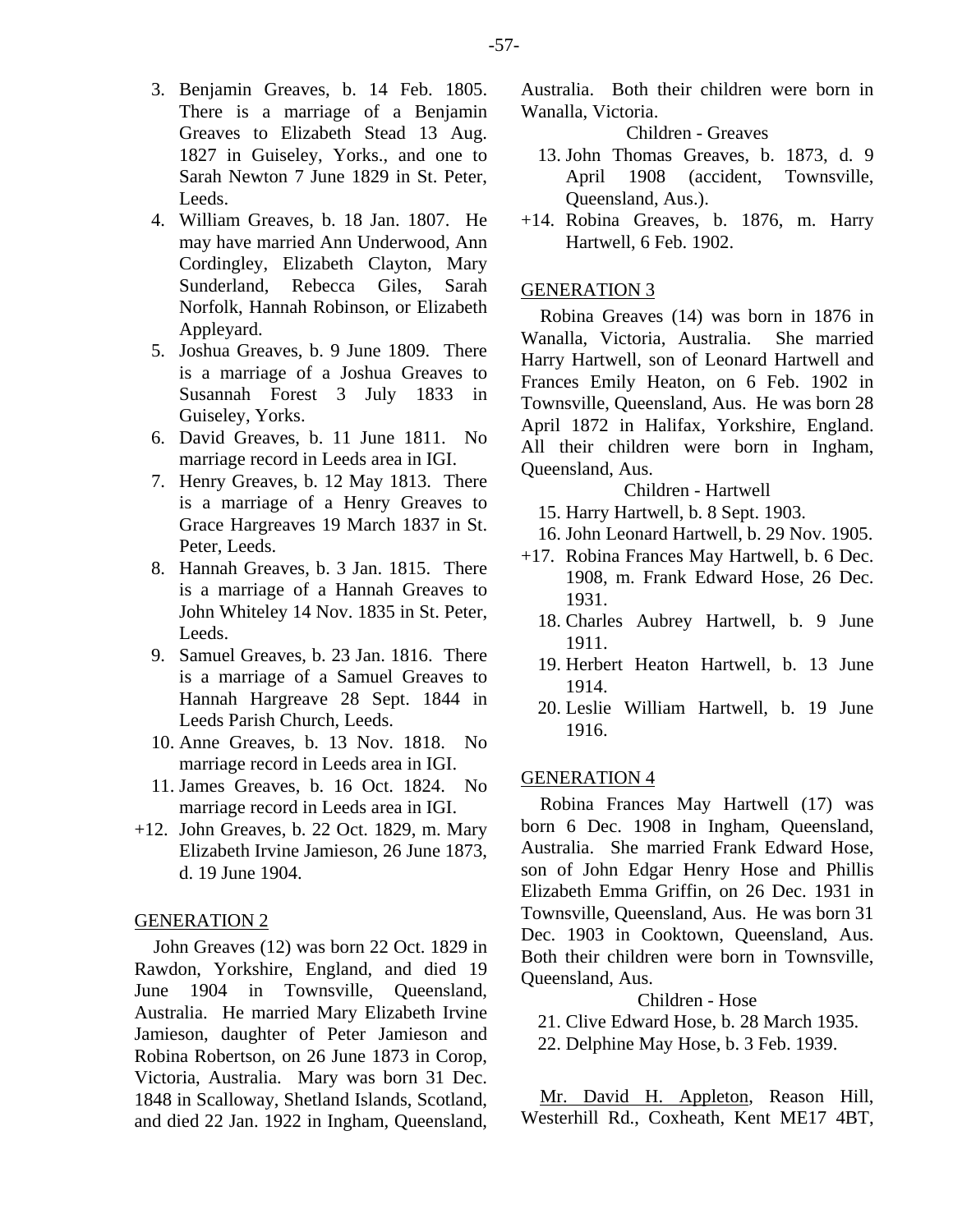3. Benjamin Greaves, b. 14 Feb. 1805. There is a marriage of a Benjamin Greaves to Elizabeth Stead 13 Aug. 1827 in Guiseley, Yorks., and one to Sarah Newton 7 June 1829 in St. Peter, Leeds.
4. William Greaves, b. 18 Jan. 1807. He may have married Ann Underwood, Ann Cordingley, Elizabeth Clayton, Mary Sunderland, Rebecca Giles, Sarah Norfolk, Hannah Robinson, or Elizabeth Appleyard.
5. Joshua Greaves, b. 9 June 1809. There is a marriage of a Joshua Greaves to Susannah Forest 3 July 1833 in Guiseley, Yorks.
6. David Greaves, b. 11 June 1811. No marriage record in Leeds area in IGI.
7. Henry Greaves, b. 12 May 1813. There is a marriage of a Henry Greaves to Grace Hargreaves 19 March 1837 in St. Peter, Leeds.
8. Hannah Greaves, b. 3 Jan. 1815. There is a marriage of a Hannah Greaves to John Whiteley 14 Nov. 1835 in St. Peter, Leeds.
9. Samuel Greaves, b. 23 Jan. 1816. There is a marriage of a Samuel Greaves to Hannah Hargreave 28 Sept. 1844 in Leeds Parish Church, Leeds.
10. Anne Greaves, b. 13 Nov. 1818. No marriage record in Leeds area in IGI.
11. James Greaves, b. 16 Oct. 1824. No marriage record in Leeds area in IGI.

+12. John Greaves, b. 22 Oct. 1829, m. Mary Elizabeth Irvine Jamieson, 26 June 1873, d. 19 June 1904.

## GENERATION 2

John Greaves (12) was born 22 Oct. 1829 in Rawdon, Yorkshire, England, and died 19 June 1904 in Townsville, Queensland, Australia. He married Mary Elizabeth Irvine Jamieson, daughter of Peter Jamieson and Robina Robertson, on 26 June 1873 in Corop, Victoria, Australia. Mary was born 31 Dec. 1848 in Scalloway, Shetland Islands, Scotland, and died 22 Jan. 1922 in Ingham, Queensland, Australia. Both their children were born in Wanalla, Victoria.

Children - Greaves

13. John Thomas Greaves, b. 1873, d. 9 April 1908 (accident, Townsville, Queensland, Aus.).

+14. Robina Greaves, b. 1876, m. Harry Hartwell, 6 Feb. 1902.

## GENERATION 3

Robina Greaves (14) was born in 1876 in Wanalla, Victoria, Australia. She married Harry Hartwell, son of Leonard Hartwell and Frances Emily Heaton, on 6 Feb. 1902 in Townsville, Queensland, Aus. He was born 28 April 1872 in Halifax, Yorkshire, England. All their children were born in Ingham, Queensland, Aus.

Children - Hartwell

15. Harry Hartwell, b. 8 Sept. 1903.
16. John Leonard Hartwell, b. 29 Nov. 1905.

+17. Robina Frances May Hartwell, b. 6 Dec. 1908, m. Frank Edward Hose, 26 Dec. 1931.

18. Charles Aubrey Hartwell, b. 9 June 1911.
19. Herbert Heaton Hartwell, b. 13 June 1914.
20. Leslie William Hartwell, b. 19 June 1916.

## GENERATION 4

Robina Frances May Hartwell (17) was born 6 Dec. 1908 in Ingham, Queensland, Australia. She married Frank Edward Hose, son of John Edgar Henry Hose and Phillis Elizabeth Emma Griffin, on 26 Dec. 1931 in Townsville, Queensland, Aus. He was born 31 Dec. 1903 in Cooktown, Queensland, Aus. Both their children were born in Townsville, Queensland, Aus.

Children - Hose

21. Clive Edward Hose, b. 28 March 1935.
22. Delphine May Hose, b. 3 Feb. 1939.

Mr. David H. Appleton, Reason Hill, Westerhill Rd., Coxheath, Kent ME17 4BT,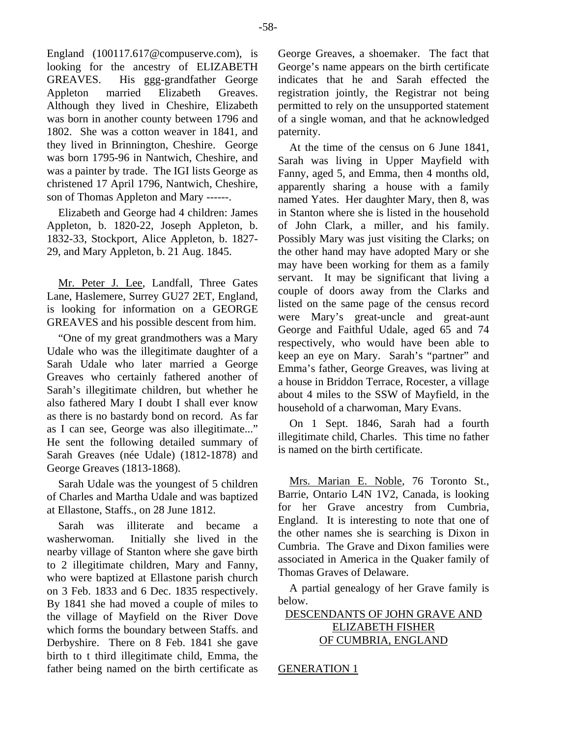England (100117.617@compuserve.com), is looking for the ancestry of ELIZABETH GREAVES. His ggg-grandfather George Appleton married Elizabeth Greaves. Although they lived in Cheshire, Elizabeth was born in another county between 1796 and 1802. She was a cotton weaver in 1841, and they lived in Brinnington, Cheshire. George was born 1795-96 in Nantwich, Cheshire, and was a painter by trade. The IGI lists George as christened 17 April 1796, Nantwich, Cheshire, son of Thomas Appleton and Mary ------.

Elizabeth and George had 4 children: James Appleton, b. 1820-22, Joseph Appleton, b. 1832-33, Stockport, Alice Appleton, b. 1827-29, and Mary Appleton, b. 21 Aug. 1845.

Mr. Peter J. Lee, Landfall, Three Gates Lane, Haslemere, Surrey GU27 2ET, England, is looking for information on a GEORGE GREAVES and his possible descent from him.

"One of my great grandmothers was a Mary Udale who was the illegitimate daughter of a Sarah Udale who later married a George Greaves who certainly fathered another of Sarah's illegitimate children, but whether he also fathered Mary I doubt I shall ever know as there is no bastardy bond on record. As far as I can see, George was also illegitimate..." He sent the following detailed summary of Sarah Greaves (née Udale) (1812-1878) and George Greaves (1813-1868).

Sarah Udale was the youngest of 5 children of Charles and Martha Udale and was baptized at Ellastone, Staffs., on 28 June 1812.

Sarah was illiterate and became a washerwoman. Initially she lived in the nearby village of Stanton where she gave birth to 2 illegitimate children, Mary and Fanny, who were baptized at Ellastone parish church on 3 Feb. 1833 and 6 Dec. 1835 respectively. By 1841 she had moved a couple of miles to the village of Mayfield on the River Dove which forms the boundary between Staffs. and Derbyshire. There on 8 Feb. 1841 she gave birth to t third illegitimate child, Emma, the father being named on the birth certificate as George Greaves, a shoemaker. The fact that George's name appears on the birth certificate indicates that he and Sarah effected the registration jointly, the Registrar not being permitted to rely on the unsupported statement of a single woman, and that he acknowledged paternity.

At the time of the census on 6 June 1841, Sarah was living in Upper Mayfield with Fanny, aged 5, and Emma, then 4 months old, apparently sharing a house with a family named Yates. Her daughter Mary, then 8, was in Stanton where she is listed in the household of John Clark, a miller, and his family. Possibly Mary was just visiting the Clarks; on the other hand may have adopted Mary or she may have been working for them as a family servant. It may be significant that living a couple of doors away from the Clarks and listed on the same page of the census record were Mary's great-uncle and great-aunt George and Faithful Udale, aged 65 and 74 respectively, who would have been able to keep an eye on Mary. Sarah's "partner" and Emma's father, George Greaves, was living at a house in Briddon Terrace, Rocester, a village about 4 miles to the SSW of Mayfield, in the household of a charwoman, Mary Evans.

On 1 Sept. 1846, Sarah had a fourth illegitimate child, Charles. This time no father is named on the birth certificate.

Mrs. Marian E. Noble, 76 Toronto St., Barrie, Ontario L4N 1V2, Canada, is looking for her Grave ancestry from Cumbria, England. It is interesting to note that one of the other names she is searching is Dixon in Cumbria. The Grave and Dixon families were associated in America in the Quaker family of Thomas Graves of Delaware.

A partial genealogy of her Grave family is below.

## DESCENDANTS OF JOHN GRAVE AND ELIZABETH FISHER OF CUMBRIA, ENGLAND

### GENERATION 1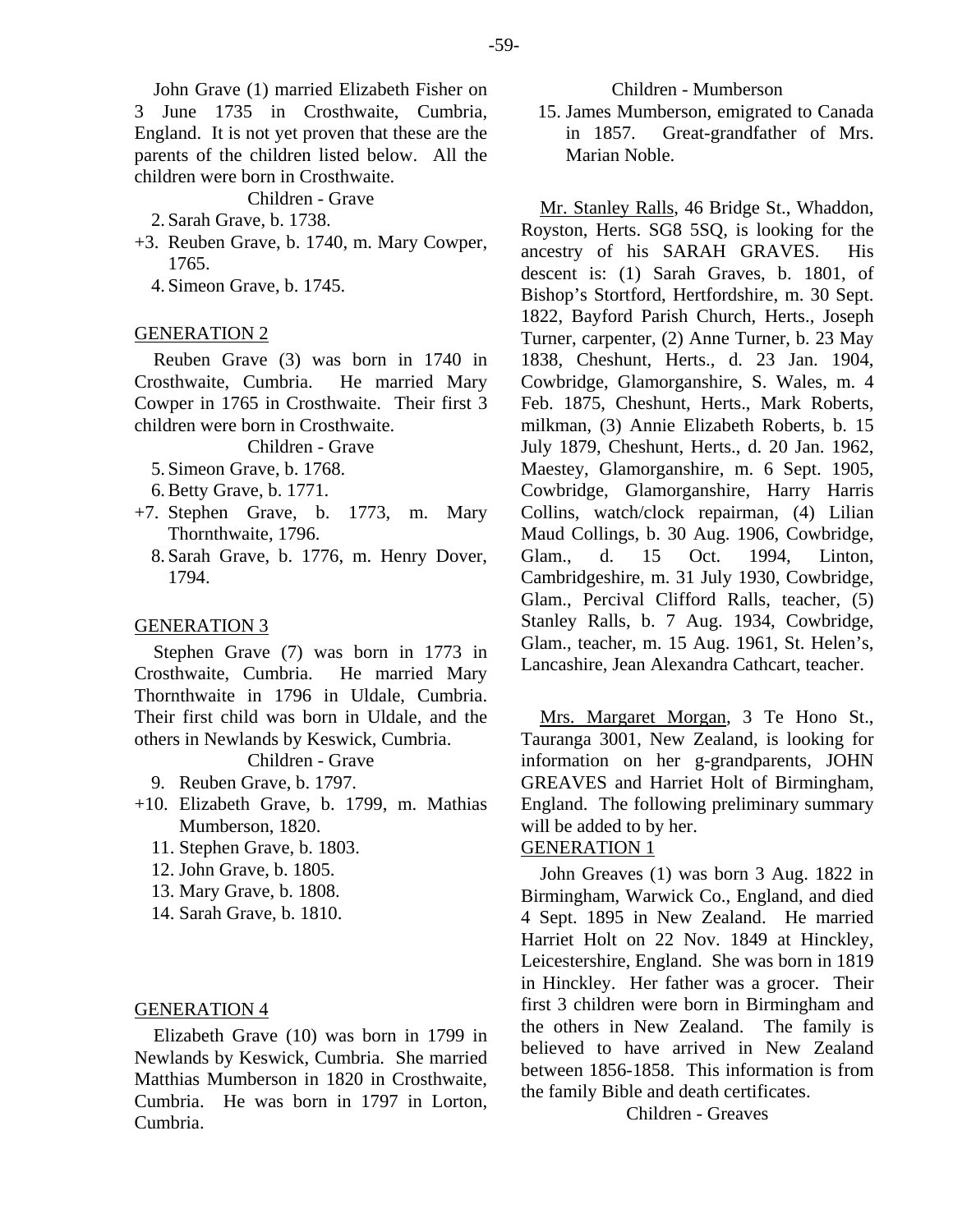John Grave (1) married Elizabeth Fisher on 3 June 1735 in Crosthwaite, Cumbria, England. It is not yet proven that these are the parents of the children listed below. All the children were born in Crosthwaite.

Children - Grave

2. Sarah Grave, b. 1738.
+3. Reuben Grave, b. 1740, m. Mary Cowper, 1765.
4. Simeon Grave, b. 1745.

GENERATION 2

Reuben Grave (3) was born in 1740 in Crosthwaite, Cumbria. He married Mary Cowper in 1765 in Crosthwaite. Their first 3 children were born in Crosthwaite.

Children - Grave

5. Simeon Grave, b. 1768.
6. Betty Grave, b. 1771.
+7. Stephen Grave, b. 1773, m. Mary Thornthwaite, 1796.
8. Sarah Grave, b. 1776, m. Henry Dover, 1794.

GENERATION 3

Stephen Grave (7) was born in 1773 in Crosthwaite, Cumbria. He married Mary Thornthwaite in 1796 in Uldale, Cumbria. Their first child was born in Uldale, and the others in Newlands by Keswick, Cumbria.

Children - Grave

9. Reuben Grave, b. 1797.
+10. Elizabeth Grave, b. 1799, m. Mathias Mumberson, 1820.
11. Stephen Grave, b. 1803.
12. John Grave, b. 1805.
13. Mary Grave, b. 1808.
14. Sarah Grave, b. 1810.

GENERATION 4

Elizabeth Grave (10) was born in 1799 in Newlands by Keswick, Cumbria. She married Matthias Mumberson in 1820 in Crosthwaite, Cumbria. He was born in 1797 in Lorton, Cumbria.

Children - Mumberson

15. James Mumberson, emigrated to Canada in 1857. Great-grandfather of Mrs. Marian Noble.

Mr. Stanley Ralls, 46 Bridge St., Whaddon, Royston, Herts. SG8 5SQ, is looking for the ancestry of his SARAH GRAVES. His descent is: (1) Sarah Graves, b. 1801, of Bishop's Stortford, Hertfordshire, m. 30 Sept. 1822, Bayford Parish Church, Herts., Joseph Turner, carpenter, (2) Anne Turner, b. 23 May 1838, Cheshunt, Herts., d. 23 Jan. 1904, Cowbridge, Glamorganshire, S. Wales, m. 4 Feb. 1875, Cheshunt, Herts., Mark Roberts, milkman, (3) Annie Elizabeth Roberts, b. 15 July 1879, Cheshunt, Herts., d. 20 Jan. 1962, Maestey, Glamorganshire, m. 6 Sept. 1905, Cowbridge, Glamorganshire, Harry Harris Collins, watch/clock repairman, (4) Lilian Maud Collings, b. 30 Aug. 1906, Cowbridge, Glam., d. 15 Oct. 1994, Linton, Cambridgeshire, m. 31 July 1930, Cowbridge, Glam., Percival Clifford Ralls, teacher, (5) Stanley Ralls, b. 7 Aug. 1934, Cowbridge, Glam., teacher, m. 15 Aug. 1961, St. Helen's, Lancashire, Jean Alexandra Cathcart, teacher.

Mrs. Margaret Morgan, 3 Te Hono St., Tauranga 3001, New Zealand, is looking for information on her g-grandparents, JOHN GREAVES and Harriet Holt of Birmingham, England. The following preliminary summary will be added to by her.

GENERATION 1

John Greaves (1) was born 3 Aug. 1822 in Birmingham, Warwick Co., England, and died 4 Sept. 1895 in New Zealand. He married Harriet Holt on 22 Nov. 1849 at Hinckley, Leicestershire, England. She was born in 1819 in Hinckley. Her father was a grocer. Their first 3 children were born in Birmingham and the others in New Zealand. The family is believed to have arrived in New Zealand between 1856-1858. This information is from the family Bible and death certificates.

Children - Greaves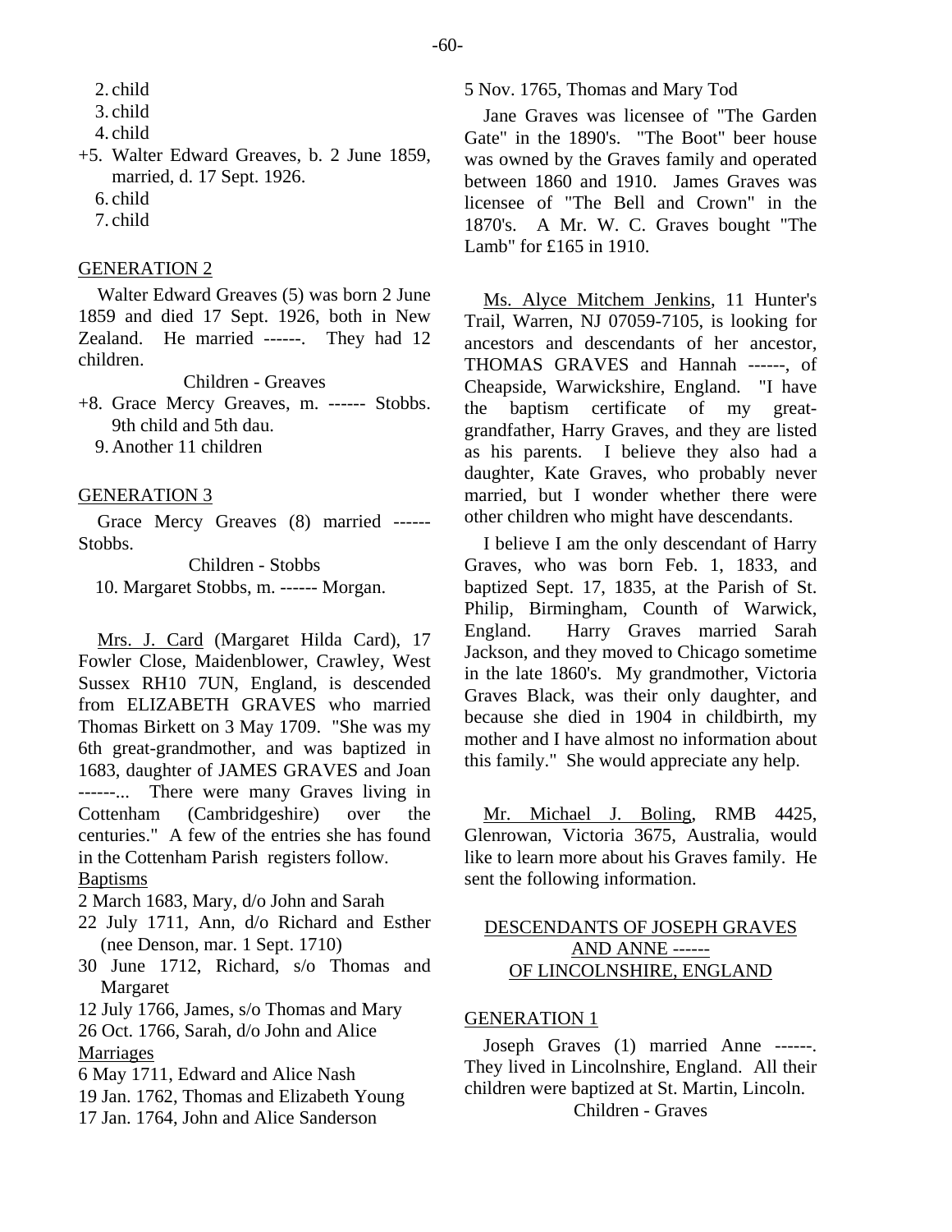2. child
3. child
4. child

+5. Walter Edward Greaves, b. 2 June 1859, married, d. 17 Sept. 1926.

6. child
7. child

GENERATION 2

Walter Edward Greaves (5) was born 2 June 1859 and died 17 Sept. 1926, both in New Zealand. He married ------. They had 12 children.

Children - Greaves

+8. Grace Mercy Greaves, m. ------ Stobbs. 9th child and 5th dau.

9. Another 11 children

GENERATION 3

Grace Mercy Greaves (8) married ------ Stobbs.

Children - Stobbs

10. Margaret Stobbs, m. ------ Morgan.

Mrs. J. Card (Margaret Hilda Card), 17 Fowler Close, Maidenblower, Crawley, West Sussex RH10 7UN, England, is descended from ELIZABETH GRAVES who married Thomas Birkett on 3 May 1709. "She was my 6th great-grandmother, and was baptized in 1683, daughter of JAMES GRAVES and Joan ------... There were many Graves living in Cottenham (Cambridgeshire) over the centuries." A few of the entries she has found in the Cottenham Parish registers follow.

Baptisms

2 March 1683, Mary, d/o John and Sarah
22 July 1711, Ann, d/o Richard and Esther (nee Denson, mar. 1 Sept. 1710)
30 June 1712, Richard, s/o Thomas and Margaret
12 July 1766, James, s/o Thomas and Mary
26 Oct. 1766, Sarah, d/o John and Alice

Marriages

6 May 1711, Edward and Alice Nash
19 Jan. 1762, Thomas and Elizabeth Young
17 Jan. 1764, John and Alice Sanderson
5 Nov. 1765, Thomas and Mary Tod

Jane Graves was licensee of "The Garden Gate" in the 1890's. "The Boot" beer house was owned by the Graves family and operated between 1860 and 1910. James Graves was licensee of "The Bell and Crown" in the 1870's. A Mr. W. C. Graves bought "The Lamb" for £165 in 1910.

Ms. Alyce Mitchem Jenkins, 11 Hunter's Trail, Warren, NJ 07059-7105, is looking for ancestors and descendants of her ancestor, THOMAS GRAVES and Hannah ------, of Cheapside, Warwickshire, England. "I have the baptism certificate of my great-grandfather, Harry Graves, and they are listed as his parents. I believe they also had a daughter, Kate Graves, who probably never married, but I wonder whether there were other children who might have descendants.

I believe I am the only descendant of Harry Graves, who was born Feb. 1, 1833, and baptized Sept. 17, 1835, at the Parish of St. Philip, Birmingham, Counth of Warwick, England. Harry Graves married Sarah Jackson, and they moved to Chicago sometime in the late 1860's. My grandmother, Victoria Graves Black, was their only daughter, and because she died in 1904 in childbirth, my mother and I have almost no information about this family." She would appreciate any help.

Mr. Michael J. Boling, RMB 4425, Glenrowan, Victoria 3675, Australia, would like to learn more about his Graves family. He sent the following information.

## DESCENDANTS OF JOSEPH GRAVES AND ANNE ------ OF LINCOLNSHIRE, ENGLAND

GENERATION 1

Joseph Graves (1) married Anne ------. They lived in Lincolnshire, England. All their children were baptized at St. Martin, Lincoln.

Children - Graves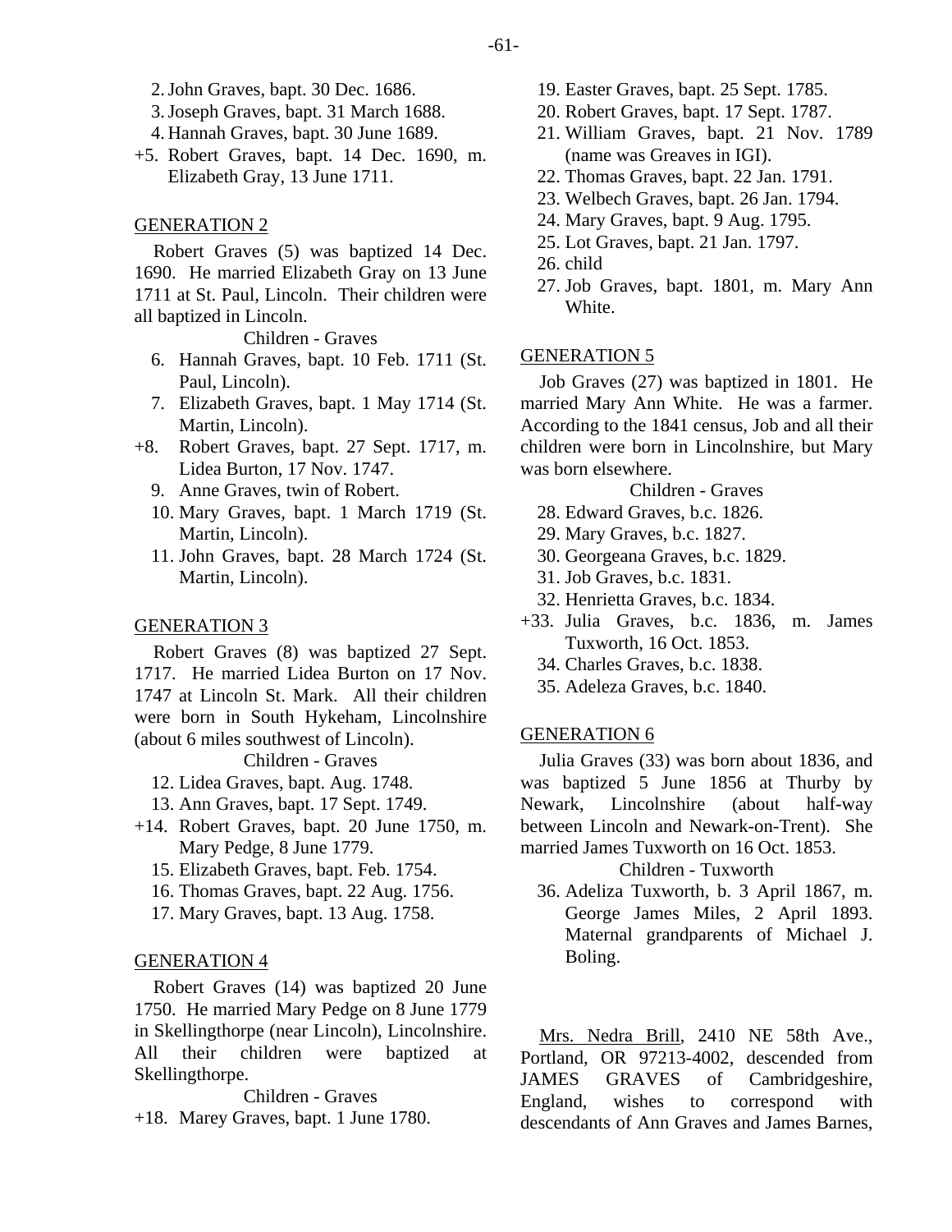2. John Graves, bapt. 30 Dec. 1686.
3. Joseph Graves, bapt. 31 March 1688.
4. Hannah Graves, bapt. 30 June 1689.

+5. Robert Graves, bapt. 14 Dec. 1690, m. Elizabeth Gray, 13 June 1711.

GENERATION 2

Robert Graves (5) was baptized 14 Dec. 1690. He married Elizabeth Gray on 13 June 1711 at St. Paul, Lincoln. Their children were all baptized in Lincoln.

Children - Graves

6. Hannah Graves, bapt. 10 Feb. 1711 (St. Paul, Lincoln).
7. Elizabeth Graves, bapt. 1 May 1714 (St. Martin, Lincoln).

+8. Robert Graves, bapt. 27 Sept. 1717, m. Lidea Burton, 17 Nov. 1747.

9. Anne Graves, twin of Robert.
10. Mary Graves, bapt. 1 March 1719 (St. Martin, Lincoln).
11. John Graves, bapt. 28 March 1724 (St. Martin, Lincoln).

GENERATION 3

Robert Graves (8) was baptized 27 Sept. 1717. He married Lidea Burton on 17 Nov. 1747 at Lincoln St. Mark. All their children were born in South Hykeham, Lincolnshire (about 6 miles southwest of Lincoln).

Children - Graves

12. Lidea Graves, bapt. Aug. 1748.
13. Ann Graves, bapt. 17 Sept. 1749.

+14. Robert Graves, bapt. 20 June 1750, m. Mary Pedge, 8 June 1779.

15. Elizabeth Graves, bapt. Feb. 1754.
16. Thomas Graves, bapt. 22 Aug. 1756.
17. Mary Graves, bapt. 13 Aug. 1758.

GENERATION 4

Robert Graves (14) was baptized 20 June 1750. He married Mary Pedge on 8 June 1779 in Skellingthorpe (near Lincoln), Lincolnshire. All their children were baptized at Skellingthorpe.

Children - Graves

+18. Marey Graves, bapt. 1 June 1780.

19. Easter Graves, bapt. 25 Sept. 1785.
20. Robert Graves, bapt. 17 Sept. 1787.
21. William Graves, bapt. 21 Nov. 1789 (name was Greaves in IGI).
22. Thomas Graves, bapt. 22 Jan. 1791.
23. Welbech Graves, bapt. 26 Jan. 1794.
24. Mary Graves, bapt. 9 Aug. 1795.
25. Lot Graves, bapt. 21 Jan. 1797.
26. child
27. Job Graves, bapt. 1801, m. Mary Ann White.

GENERATION 5

Job Graves (27) was baptized in 1801. He married Mary Ann White. He was a farmer. According to the 1841 census, Job and all their children were born in Lincolnshire, but Mary was born elsewhere.

Children - Graves

28. Edward Graves, b.c. 1826.
29. Mary Graves, b.c. 1827.
30. Georgeana Graves, b.c. 1829.
31. Job Graves, b.c. 1831.
32. Henrietta Graves, b.c. 1834.

+33. Julia Graves, b.c. 1836, m. James Tuxworth, 16 Oct. 1853.

34. Charles Graves, b.c. 1838.
35. Adeleza Graves, b.c. 1840.

GENERATION 6

Julia Graves (33) was born about 1836, and was baptized 5 June 1856 at Thurby by Newark, Lincolnshire (about half-way between Lincoln and Newark-on-Trent). She married James Tuxworth on 16 Oct. 1853.

Children - Tuxworth

36. Adeliza Tuxworth, b. 3 April 1867, m. George James Miles, 2 April 1893. Maternal grandparents of Michael J. Boling.

Mrs. Nedra Brill, 2410 NE 58th Ave., Portland, OR 97213-4002, descended from JAMES GRAVES of Cambridgeshire, England, wishes to correspond with descendants of Ann Graves and James Barnes,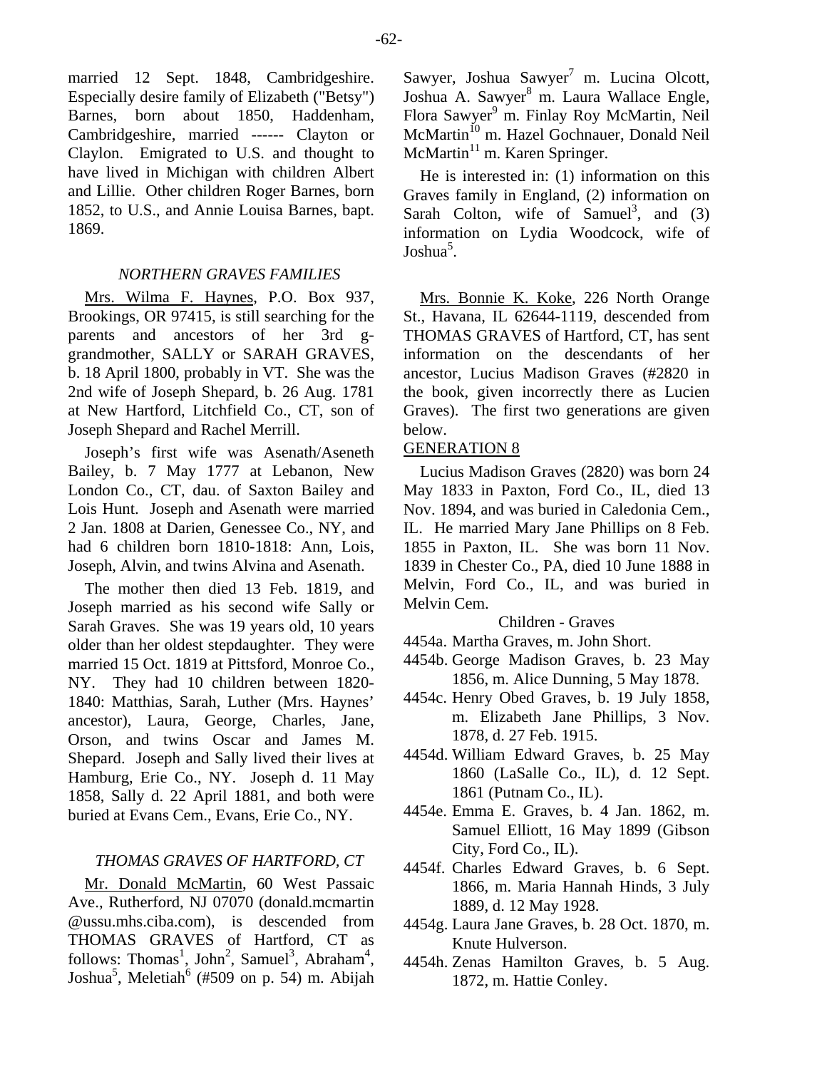married 12 Sept. 1848, Cambridgeshire. Especially desire family of Elizabeth ("Betsy") Barnes, born about 1850, Haddenham, Cambridgeshire, married ------ Clayton or Claylon. Emigrated to U.S. and thought to have lived in Michigan with children Albert and Lillie. Other children Roger Barnes, born 1852, to U.S., and Annie Louisa Barnes, bapt. 1869.

### *NORTHERN GRAVES FAMILIES*

Mrs. Wilma F. Haynes, P.O. Box 937, Brookings, OR 97415, is still searching for the parents and ancestors of her 3rd g-grandmother, SALLY or SARAH GRAVES, b. 18 April 1800, probably in VT. She was the 2nd wife of Joseph Shepard, b. 26 Aug. 1781 at New Hartford, Litchfield Co., CT, son of Joseph Shepard and Rachel Merrill.

Joseph's first wife was Asenath/Aseneth Bailey, b. 7 May 1777 at Lebanon, New London Co., CT, dau. of Saxton Bailey and Lois Hunt. Joseph and Asenath were married 2 Jan. 1808 at Darien, Genessee Co., NY, and had 6 children born 1810-1818: Ann, Lois, Joseph, Alvin, and twins Alvina and Asenath.

The mother then died 13 Feb. 1819, and Joseph married as his second wife Sally or Sarah Graves. She was 19 years old, 10 years older than her oldest stepdaughter. They were married 15 Oct. 1819 at Pittsford, Monroe Co., NY. They had 10 children between 1820-1840: Matthias, Sarah, Luther (Mrs. Haynes' ancestor), Laura, George, Charles, Jane, Orson, and twins Oscar and James M. Shepard. Joseph and Sally lived their lives at Hamburg, Erie Co., NY. Joseph d. 11 May 1858, Sally d. 22 April 1881, and both were buried at Evans Cem., Evans, Erie Co., NY.

### *THOMAS GRAVES OF HARTFORD, CT*

Mr. Donald McMartin, 60 West Passaic Ave., Rutherford, NJ 07070 (donald.mcmartin @ussu.mhs.ciba.com), is descended from THOMAS GRAVES of Hartford, CT as follows: Thomas[1], John[2], Samuel[3], Abraham[4], Joshua[5], Meletiah[6] (#509 on p. 54) m. Abijah Sawyer, Joshua Sawyer[7] m. Lucina Olcott, Joshua A. Sawyer[8] m. Laura Wallace Engle, Flora Sawyer[9] m. Finlay Roy McMartin, Neil McMartin[10] m. Hazel Gochnauer, Donald Neil McMartin[11] m. Karen Springer.

He is interested in: (1) information on this Graves family in England, (2) information on Sarah Colton, wife of Samuel[3], and (3) information on Lydia Woodcock, wife of Joshua[5].

Mrs. Bonnie K. Koke, 226 North Orange St., Havana, IL 62644-1119, descended from THOMAS GRAVES of Hartford, CT, has sent information on the descendants of her ancestor, Lucius Madison Graves (#2820 in the book, given incorrectly there as Lucien Graves). The first two generations are given below.

GENERATION 8

Lucius Madison Graves (2820) was born 24 May 1833 in Paxton, Ford Co., IL, died 13 Nov. 1894, and was buried in Caledonia Cem., IL. He married Mary Jane Phillips on 8 Feb. 1855 in Paxton, IL. She was born 11 Nov. 1839 in Chester Co., PA, died 10 June 1888 in Melvin, Ford Co., IL, and was buried in Melvin Cem.

Children - Graves

- 4454a. Martha Graves, m. John Short.
- 4454b. George Madison Graves, b. 23 May 1856, m. Alice Dunning, 5 May 1878.
- 4454c. Henry Obed Graves, b. 19 July 1858, m. Elizabeth Jane Phillips, 3 Nov. 1878, d. 27 Feb. 1915.
- 4454d. William Edward Graves, b. 25 May 1860 (LaSalle Co., IL), d. 12 Sept. 1861 (Putnam Co., IL).
- 4454e. Emma E. Graves, b. 4 Jan. 1862, m. Samuel Elliott, 16 May 1899 (Gibson City, Ford Co., IL).
- 4454f. Charles Edward Graves, b. 6 Sept. 1866, m. Maria Hannah Hinds, 3 July 1889, d. 12 May 1928.
- 4454g. Laura Jane Graves, b. 28 Oct. 1870, m. Knute Hulverson.
- 4454h. Zenas Hamilton Graves, b. 5 Aug. 1872, m. Hattie Conley.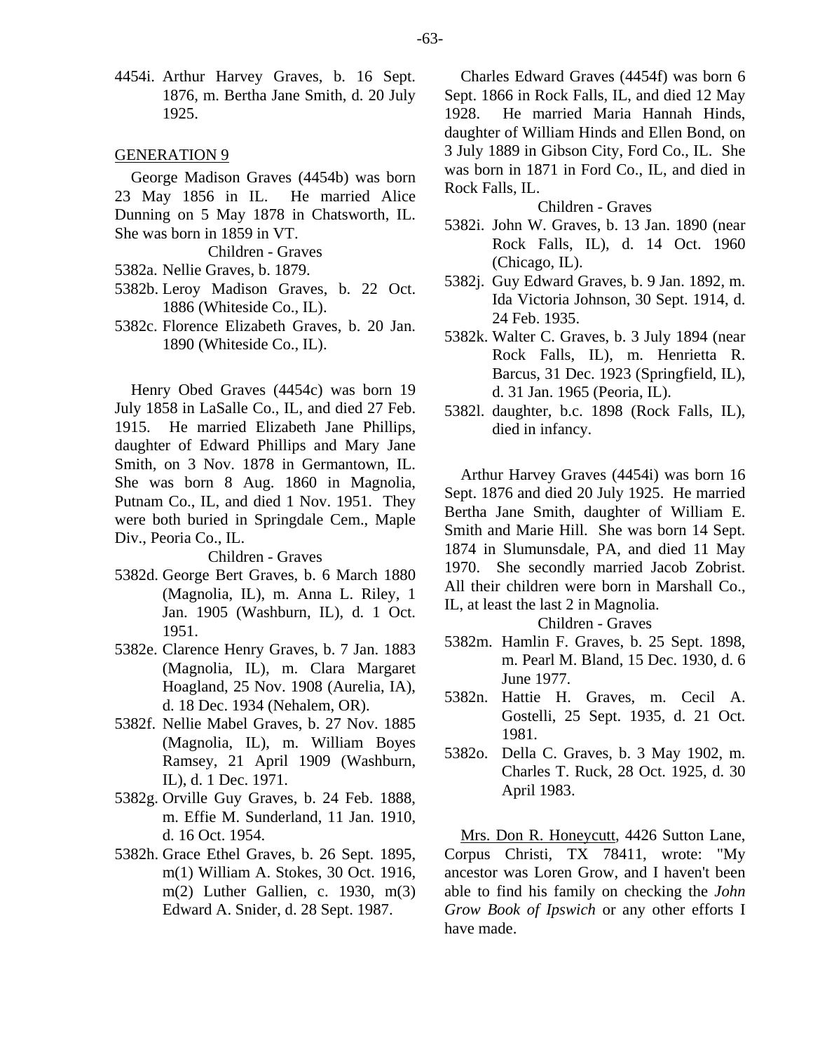4454i. Arthur Harvey Graves, b. 16 Sept. 1876, m. Bertha Jane Smith, d. 20 July 1925.

## GENERATION 9

George Madison Graves (4454b) was born 23 May 1856 in IL. He married Alice Dunning on 5 May 1878 in Chatsworth, IL. She was born in 1859 in VT.

Children - Graves

5382a. Nellie Graves, b. 1879.

5382b. Leroy Madison Graves, b. 22 Oct. 1886 (Whiteside Co., IL).

5382c. Florence Elizabeth Graves, b. 20 Jan. 1890 (Whiteside Co., IL).

Henry Obed Graves (4454c) was born 19 July 1858 in LaSalle Co., IL, and died 27 Feb. 1915. He married Elizabeth Jane Phillips, daughter of Edward Phillips and Mary Jane Smith, on 3 Nov. 1878 in Germantown, IL. She was born 8 Aug. 1860 in Magnolia, Putnam Co., IL, and died 1 Nov. 1951. They were both buried in Springdale Cem., Maple Div., Peoria Co., IL.

Children - Graves

5382d. George Bert Graves, b. 6 March 1880 (Magnolia, IL), m. Anna L. Riley, 1 Jan. 1905 (Washburn, IL), d. 1 Oct. 1951.

5382e. Clarence Henry Graves, b. 7 Jan. 1883 (Magnolia, IL), m. Clara Margaret Hoagland, 25 Nov. 1908 (Aurelia, IA), d. 18 Dec. 1934 (Nehalem, OR).

5382f. Nellie Mabel Graves, b. 27 Nov. 1885 (Magnolia, IL), m. William Boyes Ramsey, 21 April 1909 (Washburn, IL), d. 1 Dec. 1971.

5382g. Orville Guy Graves, b. 24 Feb. 1888, m. Effie M. Sunderland, 11 Jan. 1910, d. 16 Oct. 1954.

5382h. Grace Ethel Graves, b. 26 Sept. 1895, m(1) William A. Stokes, 30 Oct. 1916, m(2) Luther Gallien, c. 1930, m(3) Edward A. Snider, d. 28 Sept. 1987.

Charles Edward Graves (4454f) was born 6 Sept. 1866 in Rock Falls, IL, and died 12 May 1928. He married Maria Hannah Hinds, daughter of William Hinds and Ellen Bond, on 3 July 1889 in Gibson City, Ford Co., IL. She was born in 1871 in Ford Co., IL, and died in Rock Falls, IL.

Children - Graves

5382i. John W. Graves, b. 13 Jan. 1890 (near Rock Falls, IL), d. 14 Oct. 1960 (Chicago, IL).

5382j. Guy Edward Graves, b. 9 Jan. 1892, m. Ida Victoria Johnson, 30 Sept. 1914, d. 24 Feb. 1935.

5382k. Walter C. Graves, b. 3 July 1894 (near Rock Falls, IL), m. Henrietta R. Barcus, 31 Dec. 1923 (Springfield, IL), d. 31 Jan. 1965 (Peoria, IL).

5382l. daughter, b.c. 1898 (Rock Falls, IL), died in infancy.

Arthur Harvey Graves (4454i) was born 16 Sept. 1876 and died 20 July 1925. He married Bertha Jane Smith, daughter of William E. Smith and Marie Hill. She was born 14 Sept. 1874 in Slumunsdale, PA, and died 11 May 1970. She secondly married Jacob Zobrist. All their children were born in Marshall Co., IL, at least the last 2 in Magnolia.

Children - Graves

5382m. Hamlin F. Graves, b. 25 Sept. 1898, m. Pearl M. Bland, 15 Dec. 1930, d. 6 June 1977.

5382n. Hattie H. Graves, m. Cecil A. Gostelli, 25 Sept. 1935, d. 21 Oct. 1981.

5382o. Della C. Graves, b. 3 May 1902, m. Charles T. Ruck, 28 Oct. 1925, d. 30 April 1983.

Mrs. Don R. Honeycutt, 4426 Sutton Lane, Corpus Christi, TX 78411, wrote: "My ancestor was Loren Grow, and I haven't been able to find his family on checking the *John Grow Book of Ipswich* or any other efforts I have made.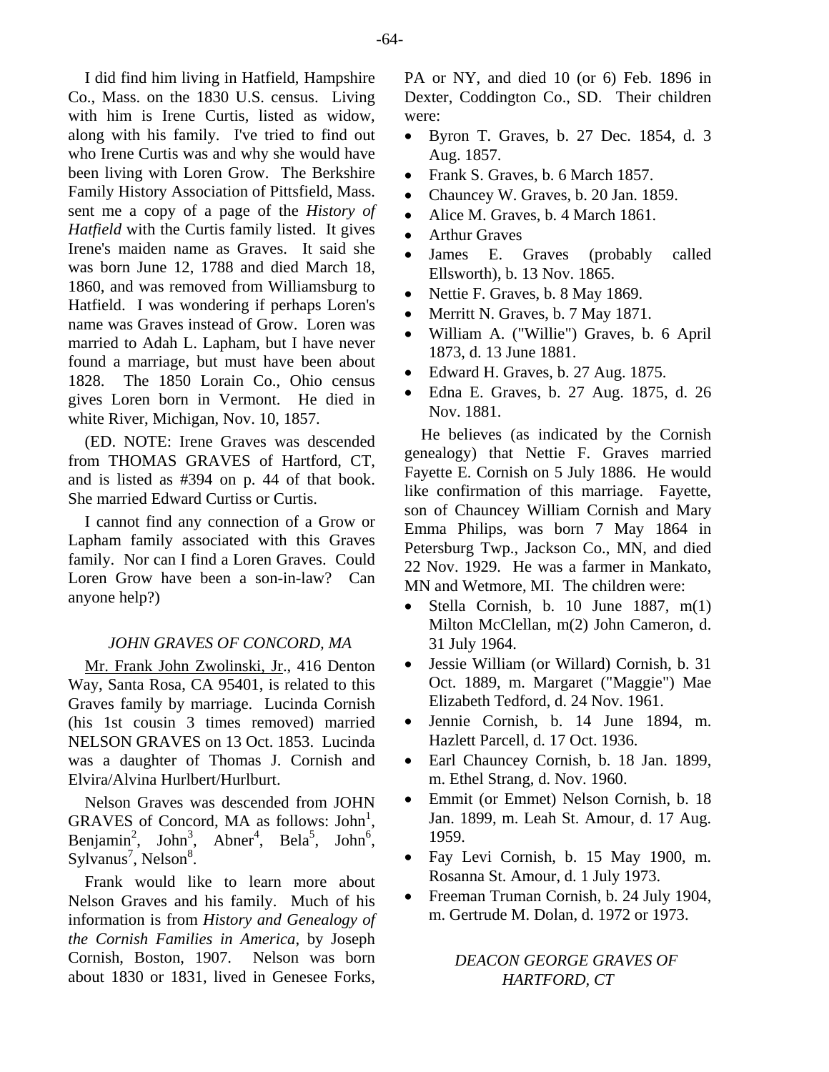I did find him living in Hatfield, Hampshire Co., Mass. on the 1830 U.S. census. Living with him is Irene Curtis, listed as widow, along with his family. I've tried to find out who Irene Curtis was and why she would have been living with Loren Grow. The Berkshire Family History Association of Pittsfield, Mass. sent me a copy of a page of the *History of Hatfield* with the Curtis family listed. It gives Irene's maiden name as Graves. It said she was born June 12, 1788 and died March 18, 1860, and was removed from Williamsburg to Hatfield. I was wondering if perhaps Loren's name was Graves instead of Grow. Loren was married to Adah L. Lapham, but I have never found a marriage, but must have been about 1828. The 1850 Lorain Co., Ohio census gives Loren born in Vermont. He died in white River, Michigan, Nov. 10, 1857.

(ED. NOTE: Irene Graves was descended from THOMAS GRAVES of Hartford, CT, and is listed as #394 on p. 44 of that book. She married Edward Curtiss or Curtis.

I cannot find any connection of a Grow or Lapham family associated with this Graves family. Nor can I find a Loren Graves. Could Loren Grow have been a son-in-law? Can anyone help?)

### *JOHN GRAVES OF CONCORD, MA*

Mr. Frank John Zwolinski, Jr., 416 Denton Way, Santa Rosa, CA 95401, is related to this Graves family by marriage. Lucinda Cornish (his 1st cousin 3 times removed) married NELSON GRAVES on 13 Oct. 1853. Lucinda was a daughter of Thomas J. Cornish and Elvira/Alvina Hurlbert/Hurlburt.

Nelson Graves was descended from JOHN GRAVES of Concord, MA as follows: John[1], Benjamin[2], John[3], Abner[4], Bela[5], John[6], Sylvanus[7], Nelson[8].

Frank would like to learn more about Nelson Graves and his family. Much of his information is from *History and Genealogy of the Cornish Families in America*, by Joseph Cornish, Boston, 1907. Nelson was born about 1830 or 1831, lived in Genesee Forks, PA or NY, and died 10 (or 6) Feb. 1896 in Dexter, Coddington Co., SD. Their children were:

- Byron T. Graves, b. 27 Dec. 1854, d. 3 Aug. 1857.
- Frank S. Graves, b. 6 March 1857.
- Chauncey W. Graves, b. 20 Jan. 1859.
- Alice M. Graves, b. 4 March 1861.
- Arthur Graves
- James E. Graves (probably called Ellsworth), b. 13 Nov. 1865.
- Nettie F. Graves, b. 8 May 1869.
- Merritt N. Graves, b. 7 May 1871.
- William A. ("Willie") Graves, b. 6 April 1873, d. 13 June 1881.
- Edward H. Graves, b. 27 Aug. 1875.
- Edna E. Graves, b. 27 Aug. 1875, d. 26 Nov. 1881.

He believes (as indicated by the Cornish genealogy) that Nettie F. Graves married Fayette E. Cornish on 5 July 1886. He would like confirmation of this marriage. Fayette, son of Chauncey William Cornish and Mary Emma Philips, was born 7 May 1864 in Petersburg Twp., Jackson Co., MN, and died 22 Nov. 1929. He was a farmer in Mankato, MN and Wetmore, MI. The children were:

- Stella Cornish, b. 10 June 1887, m(1) Milton McClellan, m(2) John Cameron, d. 31 July 1964.
- Jessie William (or Willard) Cornish, b. 31 Oct. 1889, m. Margaret ("Maggie") Mae Elizabeth Tedford, d. 24 Nov. 1961.
- Jennie Cornish, b. 14 June 1894, m. Hazlett Parcell, d. 17 Oct. 1936.
- Earl Chauncey Cornish, b. 18 Jan. 1899, m. Ethel Strang, d. Nov. 1960.
- Emmit (or Emmet) Nelson Cornish, b. 18 Jan. 1899, m. Leah St. Amour, d. 17 Aug. 1959.
- Fay Levi Cornish, b. 15 May 1900, m. Rosanna St. Amour, d. 1 July 1973.
- Freeman Truman Cornish, b. 24 July 1904, m. Gertrude M. Dolan, d. 1972 or 1973.

### *DEACON GEORGE GRAVES OF HARTFORD, CT*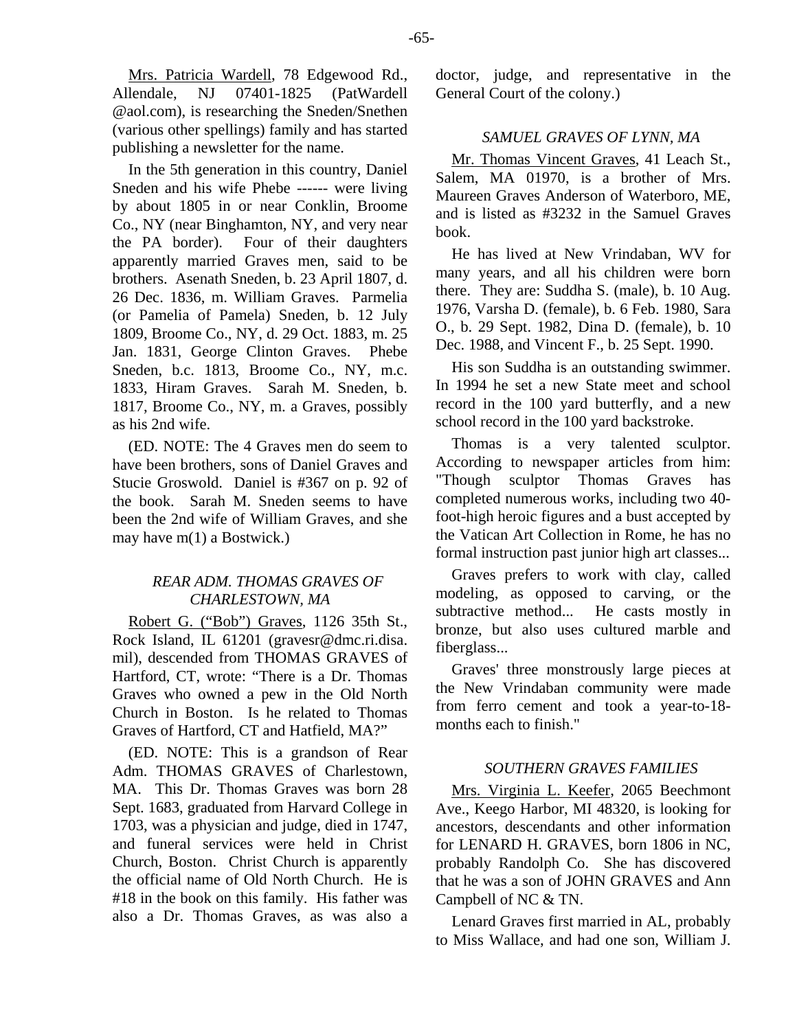Mrs. Patricia Wardell, 78 Edgewood Rd., Allendale, NJ 07401-1825 (PatWardell @aol.com), is researching the Sneden/Snethen (various other spellings) family and has started publishing a newsletter for the name.

In the 5th generation in this country, Daniel Sneden and his wife Phebe ------ were living by about 1805 in or near Conklin, Broome Co., NY (near Binghamton, NY, and very near the PA border). Four of their daughters apparently married Graves men, said to be brothers. Asenath Sneden, b. 23 April 1807, d. 26 Dec. 1836, m. William Graves. Parmelia (or Pamelia of Pamela) Sneden, b. 12 July 1809, Broome Co., NY, d. 29 Oct. 1883, m. 25 Jan. 1831, George Clinton Graves. Phebe Sneden, b.c. 1813, Broome Co., NY, m.c. 1833, Hiram Graves. Sarah M. Sneden, b. 1817, Broome Co., NY, m. a Graves, possibly as his 2nd wife.

(ED. NOTE: The 4 Graves men do seem to have been brothers, sons of Daniel Graves and Stucie Groswold. Daniel is #367 on p. 92 of the book. Sarah M. Sneden seems to have been the 2nd wife of William Graves, and she may have m(1) a Bostwick.)

### *REAR ADM. THOMAS GRAVES OF CHARLESTOWN, MA*

Robert G. ("Bob") Graves, 1126 35th St., Rock Island, IL 61201 (gravesr@dmc.ri.disa.mil), descended from THOMAS GRAVES of Hartford, CT, wrote: "There is a Dr. Thomas Graves who owned a pew in the Old North Church in Boston. Is he related to Thomas Graves of Hartford, CT and Hatfield, MA?"

(ED. NOTE: This is a grandson of Rear Adm. THOMAS GRAVES of Charlestown, MA. This Dr. Thomas Graves was born 28 Sept. 1683, graduated from Harvard College in 1703, was a physician and judge, died in 1747, and funeral services were held in Christ Church, Boston. Christ Church is apparently the official name of Old North Church. He is #18 in the book on this family. His father was also a Dr. Thomas Graves, as was also a doctor, judge, and representative in the General Court of the colony.)

### *SAMUEL GRAVES OF LYNN, MA*

Mr. Thomas Vincent Graves, 41 Leach St., Salem, MA 01970, is a brother of Mrs. Maureen Graves Anderson of Waterboro, ME, and is listed as #3232 in the Samuel Graves book.

He has lived at New Vrindaban, WV for many years, and all his children were born there. They are: Suddha S. (male), b. 10 Aug. 1976, Varsha D. (female), b. 6 Feb. 1980, Sara O., b. 29 Sept. 1982, Dina D. (female), b. 10 Dec. 1988, and Vincent F., b. 25 Sept. 1990.

His son Suddha is an outstanding swimmer. In 1994 he set a new State meet and school record in the 100 yard butterfly, and a new school record in the 100 yard backstroke.

Thomas is a very talented sculptor. According to newspaper articles from him: "Though sculptor Thomas Graves has completed numerous works, including two 40-foot-high heroic figures and a bust accepted by the Vatican Art Collection in Rome, he has no formal instruction past junior high art classes...

Graves prefers to work with clay, called modeling, as opposed to carving, or the subtractive method... He casts mostly in bronze, but also uses cultured marble and fiberglass...

Graves' three monstrously large pieces at the New Vrindaban community were made from ferro cement and took a year-to-18-months each to finish."

### *SOUTHERN GRAVES FAMILIES*

Mrs. Virginia L. Keefer, 2065 Beechmont Ave., Keego Harbor, MI 48320, is looking for ancestors, descendants and other information for LENARD H. GRAVES, born 1806 in NC, probably Randolph Co. She has discovered that he was a son of JOHN GRAVES and Ann Campbell of NC & TN.

Lenard Graves first married in AL, probably to Miss Wallace, and had one son, William J.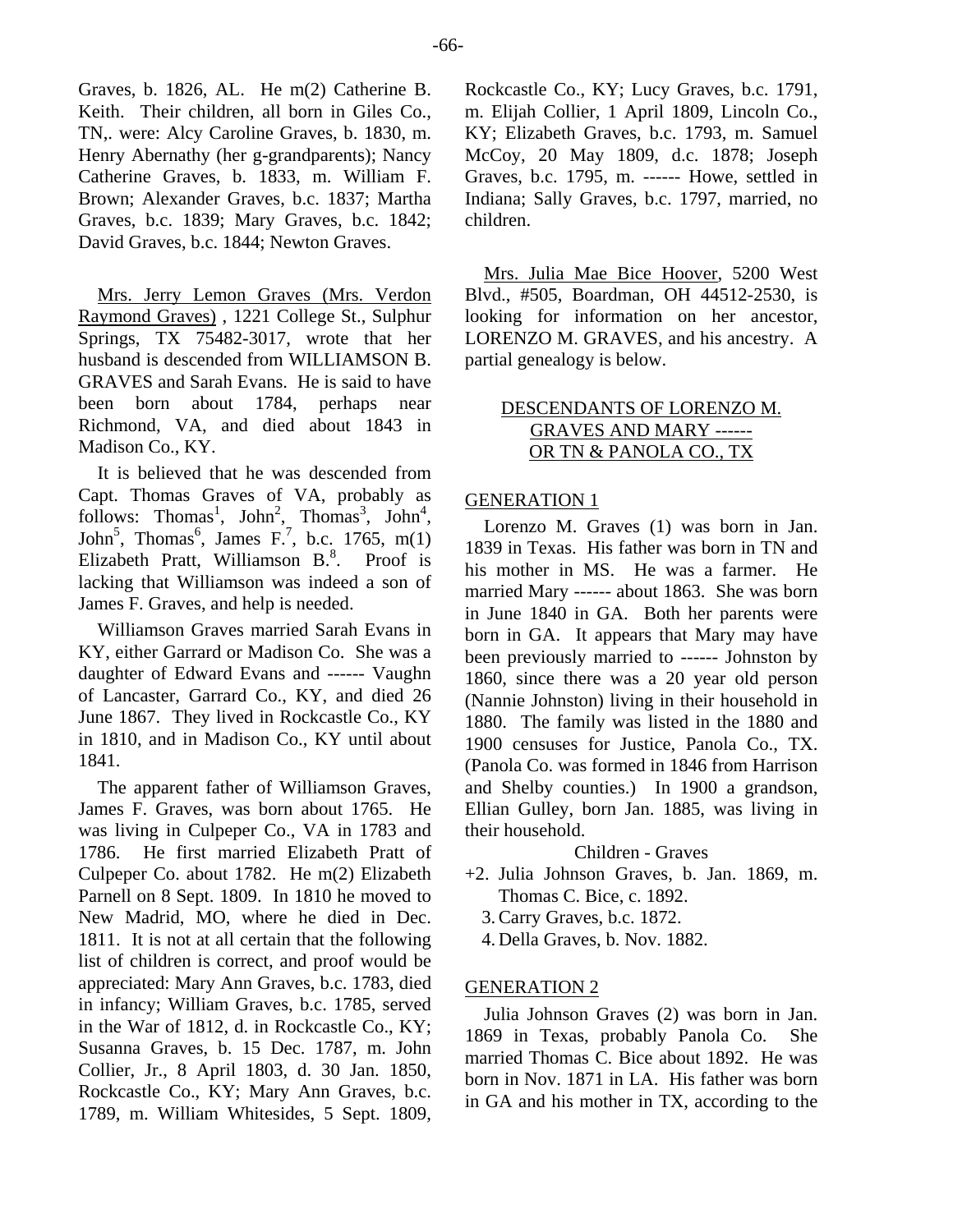Graves, b. 1826, AL. He m(2) Catherine B. Keith. Their children, all born in Giles Co., TN,. were: Alcy Caroline Graves, b. 1830, m. Henry Abernathy (her g-grandparents); Nancy Catherine Graves, b. 1833, m. William F. Brown; Alexander Graves, b.c. 1837; Martha Graves, b.c. 1839; Mary Graves, b.c. 1842; David Graves, b.c. 1844; Newton Graves.

Mrs. Jerry Lemon Graves (Mrs. Verdon Raymond Graves) , 1221 College St., Sulphur Springs, TX 75482-3017, wrote that her husband is descended from WILLIAMSON B. GRAVES and Sarah Evans. He is said to have been born about 1784, perhaps near Richmond, VA, and died about 1843 in Madison Co., KY.

It is believed that he was descended from Capt. Thomas Graves of VA, probably as follows: Thomas[1], John[2], Thomas[3], John[4], John[5], Thomas[6], James F.[7], b.c. 1765, m(1) Elizabeth Pratt, Williamson B.[8]. Proof is lacking that Williamson was indeed a son of James F. Graves, and help is needed.

Williamson Graves married Sarah Evans in KY, either Garrard or Madison Co. She was a daughter of Edward Evans and ------ Vaughn of Lancaster, Garrard Co., KY, and died 26 June 1867. They lived in Rockcastle Co., KY in 1810, and in Madison Co., KY until about 1841.

The apparent father of Williamson Graves, James F. Graves, was born about 1765. He was living in Culpeper Co., VA in 1783 and 1786. He first married Elizabeth Pratt of Culpeper Co. about 1782. He m(2) Elizabeth Parnell on 8 Sept. 1809. In 1810 he moved to New Madrid, MO, where he died in Dec. 1811. It is not at all certain that the following list of children is correct, and proof would be appreciated: Mary Ann Graves, b.c. 1783, died in infancy; William Graves, b.c. 1785, served in the War of 1812, d. in Rockcastle Co., KY; Susanna Graves, b. 15 Dec. 1787, m. John Collier, Jr., 8 April 1803, d. 30 Jan. 1850, Rockcastle Co., KY; Mary Ann Graves, b.c. 1789, m. William Whitesides, 5 Sept. 1809, Rockcastle Co., KY; Lucy Graves, b.c. 1791, m. Elijah Collier, 1 April 1809, Lincoln Co., KY; Elizabeth Graves, b.c. 1793, m. Samuel McCoy, 20 May 1809, d.c. 1878; Joseph Graves, b.c. 1795, m. ------ Howe, settled in Indiana; Sally Graves, b.c. 1797, married, no children.

Mrs. Julia Mae Bice Hoover, 5200 West Blvd., #505, Boardman, OH 44512-2530, is looking for information on her ancestor, LORENZO M. GRAVES, and his ancestry. A partial genealogy is below.

## DESCENDANTS OF LORENZO M. GRAVES AND MARY ------ OR TN & PANOLA CO., TX

### GENERATION 1

Lorenzo M. Graves (1) was born in Jan. 1839 in Texas. His father was born in TN and his mother in MS. He was a farmer. He married Mary ------ about 1863. She was born in June 1840 in GA. Both her parents were born in GA. It appears that Mary may have been previously married to ------ Johnston by 1860, since there was a 20 year old person (Nannie Johnston) living in their household in 1880. The family was listed in the 1880 and 1900 censuses for Justice, Panola Co., TX. (Panola Co. was formed in 1846 from Harrison and Shelby counties.) In 1900 a grandson, Ellian Gulley, born Jan. 1885, was living in their household.

Children - Graves

+2. Julia Johnson Graves, b. Jan. 1869, m. Thomas C. Bice, c. 1892.
3. Carry Graves, b.c. 1872.
4. Della Graves, b. Nov. 1882.

### GENERATION 2

Julia Johnson Graves (2) was born in Jan. 1869 in Texas, probably Panola Co. She married Thomas C. Bice about 1892. He was born in Nov. 1871 in LA. His father was born in GA and his mother in TX, according to the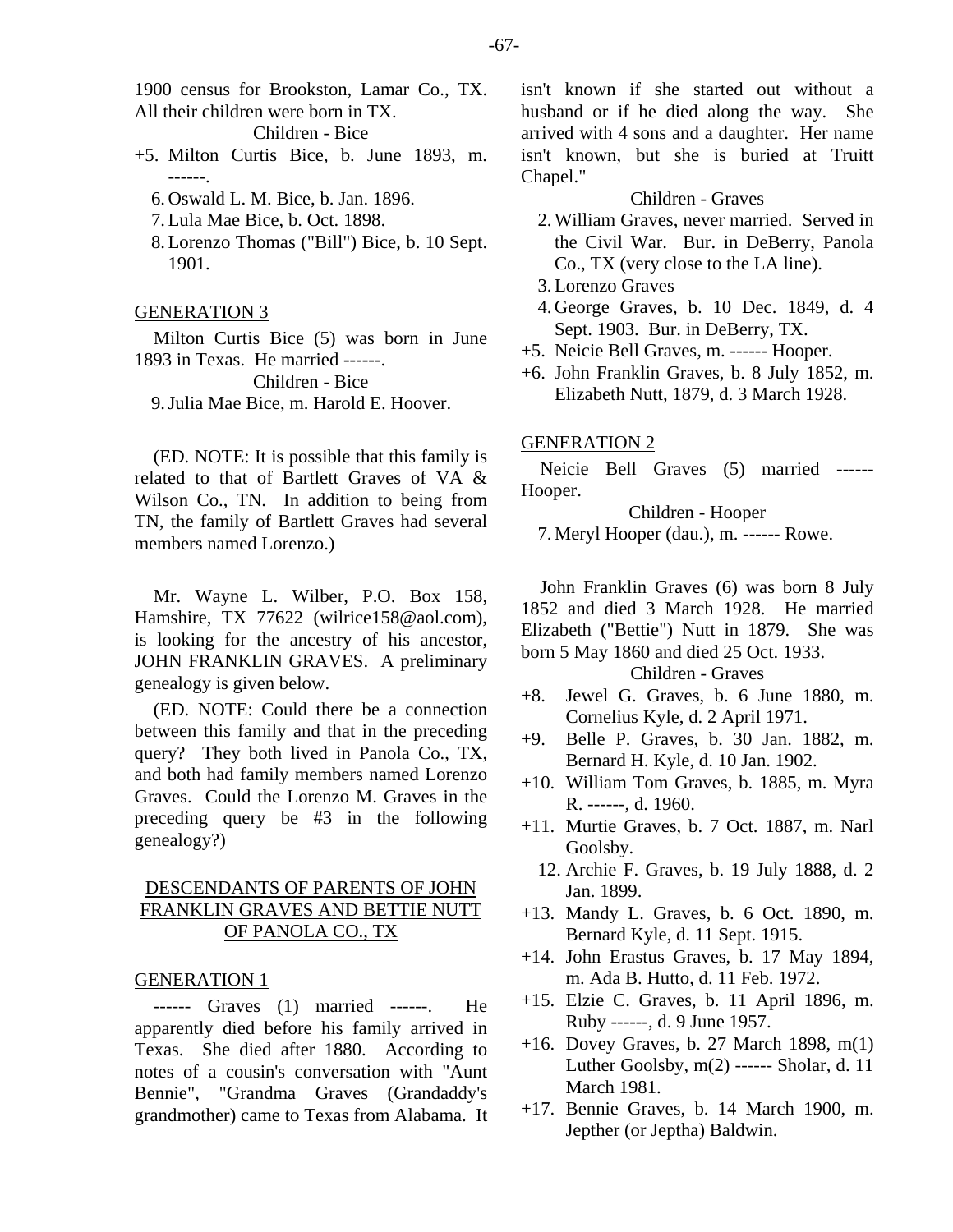1900 census for Brookston, Lamar Co., TX. All their children were born in TX.

Children - Bice

+5. Milton Curtis Bice, b. June 1893, m. ------.
6. Oswald L. M. Bice, b. Jan. 1896.
7. Lula Mae Bice, b. Oct. 1898.
8. Lorenzo Thomas ("Bill") Bice, b. 10 Sept. 1901.

GENERATION 3

Milton Curtis Bice (5) was born in June 1893 in Texas. He married ------.

Children - Bice

9. Julia Mae Bice, m. Harold E. Hoover.

(ED. NOTE: It is possible that this family is related to that of Bartlett Graves of VA & Wilson Co., TN. In addition to being from TN, the family of Bartlett Graves had several members named Lorenzo.)

Mr. Wayne L. Wilber, P.O. Box 158, Hamshire, TX 77622 (wilrice158@aol.com), is looking for the ancestry of his ancestor, JOHN FRANKLIN GRAVES. A preliminary genealogy is given below.

(ED. NOTE: Could there be a connection between this family and that in the preceding query? They both lived in Panola Co., TX, and both had family members named Lorenzo Graves. Could the Lorenzo M. Graves in the preceding query be #3 in the following genealogy?)

DESCENDANTS OF PARENTS OF JOHN FRANKLIN GRAVES AND BETTIE NUTT OF PANOLA CO., TX

GENERATION 1

------ Graves (1) married ------. He apparently died before his family arrived in Texas. She died after 1880. According to notes of a cousin's conversation with "Aunt Bennie", "Grandma Graves (Grandaddy's grandmother) came to Texas from Alabama. It isn't known if she started out without a husband or if he died along the way. She arrived with 4 sons and a daughter. Her name isn't known, but she is buried at Truitt Chapel."

Children - Graves

2. William Graves, never married. Served in the Civil War. Bur. in DeBerry, Panola Co., TX (very close to the LA line).
3. Lorenzo Graves
4. George Graves, b. 10 Dec. 1849, d. 4 Sept. 1903. Bur. in DeBerry, TX.
+5. Neicie Bell Graves, m. ------ Hooper.
+6. John Franklin Graves, b. 8 July 1852, m. Elizabeth Nutt, 1879, d. 3 March 1928.

GENERATION 2

Neicie Bell Graves (5) married ------ Hooper.

Children - Hooper

7. Meryl Hooper (dau.), m. ------ Rowe.

John Franklin Graves (6) was born 8 July 1852 and died 3 March 1928. He married Elizabeth ("Bettie") Nutt in 1879. She was born 5 May 1860 and died 25 Oct. 1933.

Children - Graves

+8. Jewel G. Graves, b. 6 June 1880, m. Cornelius Kyle, d. 2 April 1971.
+9. Belle P. Graves, b. 30 Jan. 1882, m. Bernard H. Kyle, d. 10 Jan. 1902.
+10. William Tom Graves, b. 1885, m. Myra R. ------, d. 1960.
+11. Murtie Graves, b. 7 Oct. 1887, m. Narl Goolsby.
12. Archie F. Graves, b. 19 July 1888, d. 2 Jan. 1899.
+13. Mandy L. Graves, b. 6 Oct. 1890, m. Bernard Kyle, d. 11 Sept. 1915.
+14. John Erastus Graves, b. 17 May 1894, m. Ada B. Hutto, d. 11 Feb. 1972.
+15. Elzie C. Graves, b. 11 April 1896, m. Ruby ------, d. 9 June 1957.
+16. Dovey Graves, b. 27 March 1898, m(1) Luther Goolsby, m(2) ------ Sholar, d. 11 March 1981.
+17. Bennie Graves, b. 14 March 1900, m. Jepther (or Jeptha) Baldwin.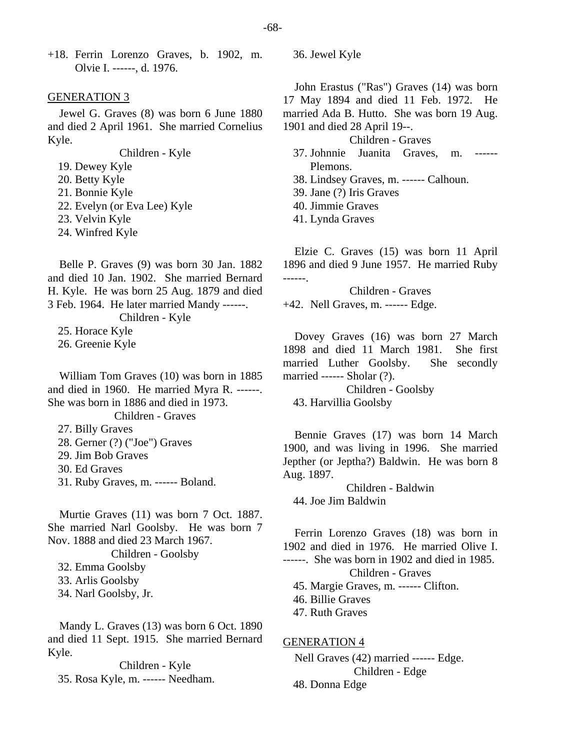+18. Ferrin Lorenzo Graves, b. 1902, m. Olvie I. ------, d. 1976.

GENERATION 3

Jewel G. Graves (8) was born 6 June 1880 and died 2 April 1961. She married Cornelius Kyle.

Children - Kyle

19. Dewey Kyle
20. Betty Kyle
21. Bonnie Kyle
22. Evelyn (or Eva Lee) Kyle
23. Velvin Kyle
24. Winfred Kyle

Belle P. Graves (9) was born 30 Jan. 1882 and died 10 Jan. 1902. She married Bernard H. Kyle. He was born 25 Aug. 1879 and died 3 Feb. 1964. He later married Mandy ------.

Children - Kyle

25. Horace Kyle
26. Greenie Kyle

William Tom Graves (10) was born in 1885 and died in 1960. He married Myra R. ------. She was born in 1886 and died in 1973.

Children - Graves

27. Billy Graves
28. Gerner (?) ("Joe") Graves
29. Jim Bob Graves
30. Ed Graves
31. Ruby Graves, m. ------ Boland.

Murtie Graves (11) was born 7 Oct. 1887. She married Narl Goolsby. He was born 7 Nov. 1888 and died 23 March 1967.

Children - Goolsby

32. Emma Goolsby
33. Arlis Goolsby
34. Narl Goolsby, Jr.

Mandy L. Graves (13) was born 6 Oct. 1890 and died 11 Sept. 1915. She married Bernard Kyle.

Children - Kyle

35. Rosa Kyle, m. ------ Needham.
36. Jewel Kyle

John Erastus ("Ras") Graves (14) was born 17 May 1894 and died 11 Feb. 1972. He married Ada B. Hutto. She was born 19 Aug. 1901 and died 28 April 19--.

Children - Graves

37. Johnnie Juanita Graves, m. ------ Plemons.
38. Lindsey Graves, m. ------ Calhoun.
39. Jane (?) Iris Graves
40. Jimmie Graves
41. Lynda Graves

Elzie C. Graves (15) was born 11 April 1896 and died 9 June 1957. He married Ruby ------.

Children - Graves

+42. Nell Graves, m. ------ Edge.

Dovey Graves (16) was born 27 March 1898 and died 11 March 1981. She first married Luther Goolsby. She secondly married ------ Sholar (?).

Children - Goolsby

43. Harvillia Goolsby

Bennie Graves (17) was born 14 March 1900, and was living in 1996. She married Jepther (or Jeptha?) Baldwin. He was born 8 Aug. 1897.

Children - Baldwin

44. Joe Jim Baldwin

Ferrin Lorenzo Graves (18) was born in 1902 and died in 1976. He married Olive I. ------. She was born in 1902 and died in 1985.

Children - Graves

45. Margie Graves, m. ------ Clifton.
46. Billie Graves
47. Ruth Graves

GENERATION 4

Nell Graves (42) married ------ Edge.

Children - Edge

48. Donna Edge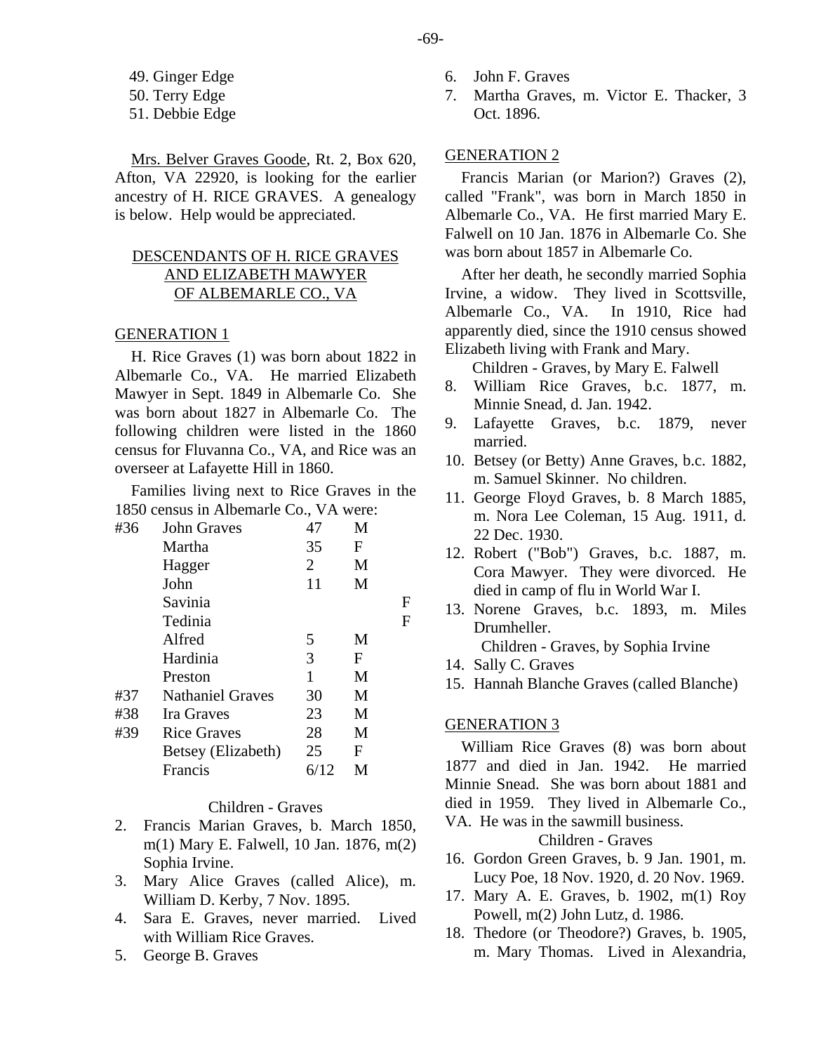49. Ginger Edge
50. Terry Edge
51. Debbie Edge

Mrs. Belver Graves Goode, Rt. 2, Box 620, Afton, VA 22920, is looking for the earlier ancestry of H. RICE GRAVES. A genealogy is below. Help would be appreciated.

## DESCENDANTS OF H. RICE GRAVES AND ELIZABETH MAWYER OF ALBEMARLE CO., VA

### GENERATION 1

H. Rice Graves (1) was born about 1822 in Albemarle Co., VA. He married Elizabeth Mawyer in Sept. 1849 in Albemarle Co. She was born about 1827 in Albemarle Co. The following children were listed in the 1860 census for Fluvanna Co., VA, and Rice was an overseer at Lafayette Hill in 1860.

Families living next to Rice Graves in the 1850 census in Albemarle Co., VA were:

| | | | | |
|---|---|---|---|---|
| #36 | John Graves | 47 | M | |
| | Martha | 35 | F | |
| | Hagger | 2 | M | |
| | John | 11 | M | |
| | Savinia | | | F |
| | Tedinia | | | F |
| | Alfred | 5 | M | |
| | Hardinia | 3 | F | |
| | Preston | 1 | M | |
| #37 | Nathaniel Graves | 30 | M | |
| #38 | Ira Graves | 23 | M | |
| #39 | Rice Graves | 28 | M | |
| | Betsey (Elizabeth) | 25 | F | |
| | Francis | 6/12 | M | |

Children - Graves

2. Francis Marian Graves, b. March 1850, m(1) Mary E. Falwell, 10 Jan. 1876, m(2) Sophia Irvine.
3. Mary Alice Graves (called Alice), m. William D. Kerby, 7 Nov. 1895.
4. Sara E. Graves, never married. Lived with William Rice Graves.
5. George B. Graves
6. John F. Graves
7. Martha Graves, m. Victor E. Thacker, 3 Oct. 1896.

### GENERATION 2

Francis Marian (or Marion?) Graves (2), called "Frank", was born in March 1850 in Albemarle Co., VA. He first married Mary E. Falwell on 10 Jan. 1876 in Albemarle Co. She was born about 1857 in Albemarle Co.

After her death, he secondly married Sophia Irvine, a widow. They lived in Scottsville, Albemarle Co., VA. In 1910, Rice had apparently died, since the 1910 census showed Elizabeth living with Frank and Mary.

Children - Graves, by Mary E. Falwell

8. William Rice Graves, b.c. 1877, m. Minnie Snead, d. Jan. 1942.
9. Lafayette Graves, b.c. 1879, never married.
10. Betsey (or Betty) Anne Graves, b.c. 1882, m. Samuel Skinner. No children.
11. George Floyd Graves, b. 8 March 1885, m. Nora Lee Coleman, 15 Aug. 1911, d. 22 Dec. 1930.
12. Robert ("Bob") Graves, b.c. 1887, m. Cora Mawyer. They were divorced. He died in camp of flu in World War I.
13. Norene Graves, b.c. 1893, m. Miles Drumheller.

Children - Graves, by Sophia Irvine

14. Sally C. Graves
15. Hannah Blanche Graves (called Blanche)

### GENERATION 3

William Rice Graves (8) was born about 1877 and died in Jan. 1942. He married Minnie Snead. She was born about 1881 and died in 1959. They lived in Albemarle Co., VA. He was in the sawmill business.

Children - Graves

16. Gordon Green Graves, b. 9 Jan. 1901, m. Lucy Poe, 18 Nov. 1920, d. 20 Nov. 1969.
17. Mary A. E. Graves, b. 1902, m(1) Roy Powell, m(2) John Lutz, d. 1986.
18. Thedore (or Theodore?) Graves, b. 1905, m. Mary Thomas. Lived in Alexandria,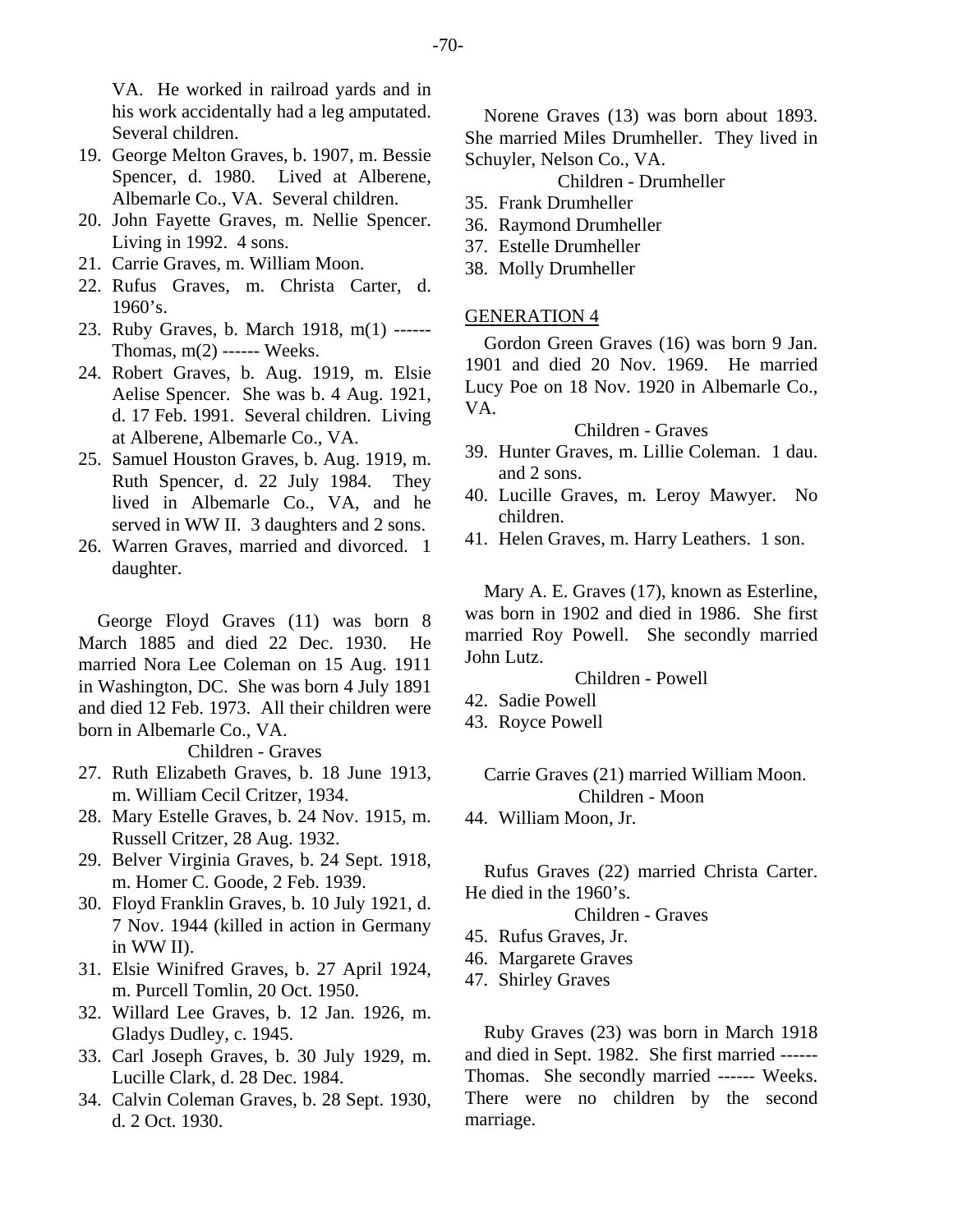VA. He worked in railroad yards and in his work accidentally had a leg amputated. Several children.

19. George Melton Graves, b. 1907, m. Bessie Spencer, d. 1980. Lived at Alberene, Albemarle Co., VA. Several children.
20. John Fayette Graves, m. Nellie Spencer. Living in 1992. 4 sons.
21. Carrie Graves, m. William Moon.
22. Rufus Graves, m. Christa Carter, d. 1960's.
23. Ruby Graves, b. March 1918, m(1) ------ Thomas, m(2) ------ Weeks.
24. Robert Graves, b. Aug. 1919, m. Elsie Aelise Spencer. She was b. 4 Aug. 1921, d. 17 Feb. 1991. Several children. Living at Alberene, Albemarle Co., VA.
25. Samuel Houston Graves, b. Aug. 1919, m. Ruth Spencer, d. 22 July 1984. They lived in Albemarle Co., VA, and he served in WW II. 3 daughters and 2 sons.
26. Warren Graves, married and divorced. 1 daughter.

George Floyd Graves (11) was born 8 March 1885 and died 22 Dec. 1930. He married Nora Lee Coleman on 15 Aug. 1911 in Washington, DC. She was born 4 July 1891 and died 12 Feb. 1973. All their children were born in Albemarle Co., VA.

Children - Graves

27. Ruth Elizabeth Graves, b. 18 June 1913, m. William Cecil Critzer, 1934.
28. Mary Estelle Graves, b. 24 Nov. 1915, m. Russell Critzer, 28 Aug. 1932.
29. Belver Virginia Graves, b. 24 Sept. 1918, m. Homer C. Goode, 2 Feb. 1939.
30. Floyd Franklin Graves, b. 10 July 1921, d. 7 Nov. 1944 (killed in action in Germany in WW II).
31. Elsie Winifred Graves, b. 27 April 1924, m. Purcell Tomlin, 20 Oct. 1950.
32. Willard Lee Graves, b. 12 Jan. 1926, m. Gladys Dudley, c. 1945.
33. Carl Joseph Graves, b. 30 July 1929, m. Lucille Clark, d. 28 Dec. 1984.
34. Calvin Coleman Graves, b. 28 Sept. 1930, d. 2 Oct. 1930.

Norene Graves (13) was born about 1893. She married Miles Drumheller. They lived in Schuyler, Nelson Co., VA.

Children - Drumheller

35. Frank Drumheller
36. Raymond Drumheller
37. Estelle Drumheller
38. Molly Drumheller

## GENERATION 4

Gordon Green Graves (16) was born 9 Jan. 1901 and died 20 Nov. 1969. He married Lucy Poe on 18 Nov. 1920 in Albemarle Co., VA.

Children - Graves

39. Hunter Graves, m. Lillie Coleman. 1 dau. and 2 sons.
40. Lucille Graves, m. Leroy Mawyer. No children.
41. Helen Graves, m. Harry Leathers. 1 son.

Mary A. E. Graves (17), known as Esterline, was born in 1902 and died in 1986. She first married Roy Powell. She secondly married John Lutz.

Children - Powell

42. Sadie Powell
43. Royce Powell

Carrie Graves (21) married William Moon.

Children - Moon

44. William Moon, Jr.

Rufus Graves (22) married Christa Carter. He died in the 1960's.

Children - Graves

45. Rufus Graves, Jr.
46. Margarete Graves
47. Shirley Graves

Ruby Graves (23) was born in March 1918 and died in Sept. 1982. She first married ------ Thomas. She secondly married ------ Weeks. There were no children by the second marriage.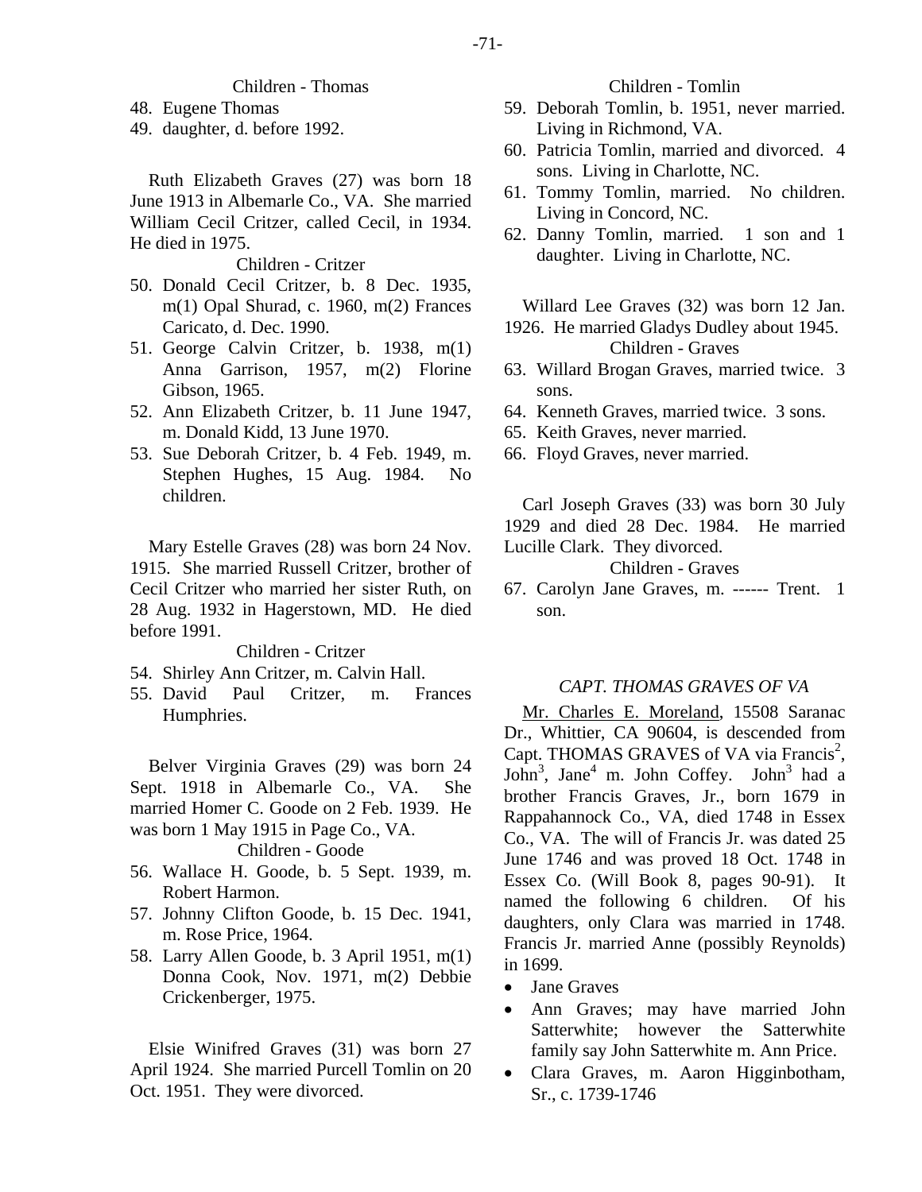Children - Thomas

48. Eugene Thomas
49. daughter, d. before 1992.

Ruth Elizabeth Graves (27) was born 18 June 1913 in Albemarle Co., VA. She married William Cecil Critzer, called Cecil, in 1934. He died in 1975.

Children - Critzer

50. Donald Cecil Critzer, b. 8 Dec. 1935, m(1) Opal Shurad, c. 1960, m(2) Frances Caricato, d. Dec. 1990.
51. George Calvin Critzer, b. 1938, m(1) Anna Garrison, 1957, m(2) Florine Gibson, 1965.
52. Ann Elizabeth Critzer, b. 11 June 1947, m. Donald Kidd, 13 June 1970.
53. Sue Deborah Critzer, b. 4 Feb. 1949, m. Stephen Hughes, 15 Aug. 1984. No children.

Mary Estelle Graves (28) was born 24 Nov. 1915. She married Russell Critzer, brother of Cecil Critzer who married her sister Ruth, on 28 Aug. 1932 in Hagerstown, MD. He died before 1991.

Children - Critzer

54. Shirley Ann Critzer, m. Calvin Hall.
55. David Paul Critzer, m. Frances Humphries.

Belver Virginia Graves (29) was born 24 Sept. 1918 in Albemarle Co., VA. She married Homer C. Goode on 2 Feb. 1939. He was born 1 May 1915 in Page Co., VA.

Children - Goode

56. Wallace H. Goode, b. 5 Sept. 1939, m. Robert Harmon.
57. Johnny Clifton Goode, b. 15 Dec. 1941, m. Rose Price, 1964.
58. Larry Allen Goode, b. 3 April 1951, m(1) Donna Cook, Nov. 1971, m(2) Debbie Crickenberger, 1975.

Elsie Winifred Graves (31) was born 27 April 1924. She married Purcell Tomlin on 20 Oct. 1951. They were divorced.

Children - Tomlin

59. Deborah Tomlin, b. 1951, never married. Living in Richmond, VA.
60. Patricia Tomlin, married and divorced. 4 sons. Living in Charlotte, NC.
61. Tommy Tomlin, married. No children. Living in Concord, NC.
62. Danny Tomlin, married. 1 son and 1 daughter. Living in Charlotte, NC.

Willard Lee Graves (32) was born 12 Jan. 1926. He married Gladys Dudley about 1945.

Children - Graves

63. Willard Brogan Graves, married twice. 3 sons.
64. Kenneth Graves, married twice. 3 sons.
65. Keith Graves, never married.
66. Floyd Graves, never married.

Carl Joseph Graves (33) was born 30 July 1929 and died 28 Dec. 1984. He married Lucille Clark. They divorced.

Children - Graves

67. Carolyn Jane Graves, m. ------ Trent. 1 son.

### *CAPT. THOMAS GRAVES OF VA*

Mr. Charles E. Moreland, 15508 Saranac Dr., Whittier, CA 90604, is descended from Capt. THOMAS GRAVES of VA via Francis$^2$, John$^3$, Jane$^4$ m. John Coffey. John$^3$ had a brother Francis Graves, Jr., born 1679 in Rappahannock Co., VA, died 1748 in Essex Co., VA. The will of Francis Jr. was dated 25 June 1746 and was proved 18 Oct. 1748 in Essex Co. (Will Book 8, pages 90-91). It named the following 6 children. Of his daughters, only Clara was married in 1748. Francis Jr. married Anne (possibly Reynolds) in 1699.

- Jane Graves
- Ann Graves; may have married John Satterwhite; however the Satterwhite family say John Satterwhite m. Ann Price.
- Clara Graves, m. Aaron Higginbotham, Sr., c. 1739-1746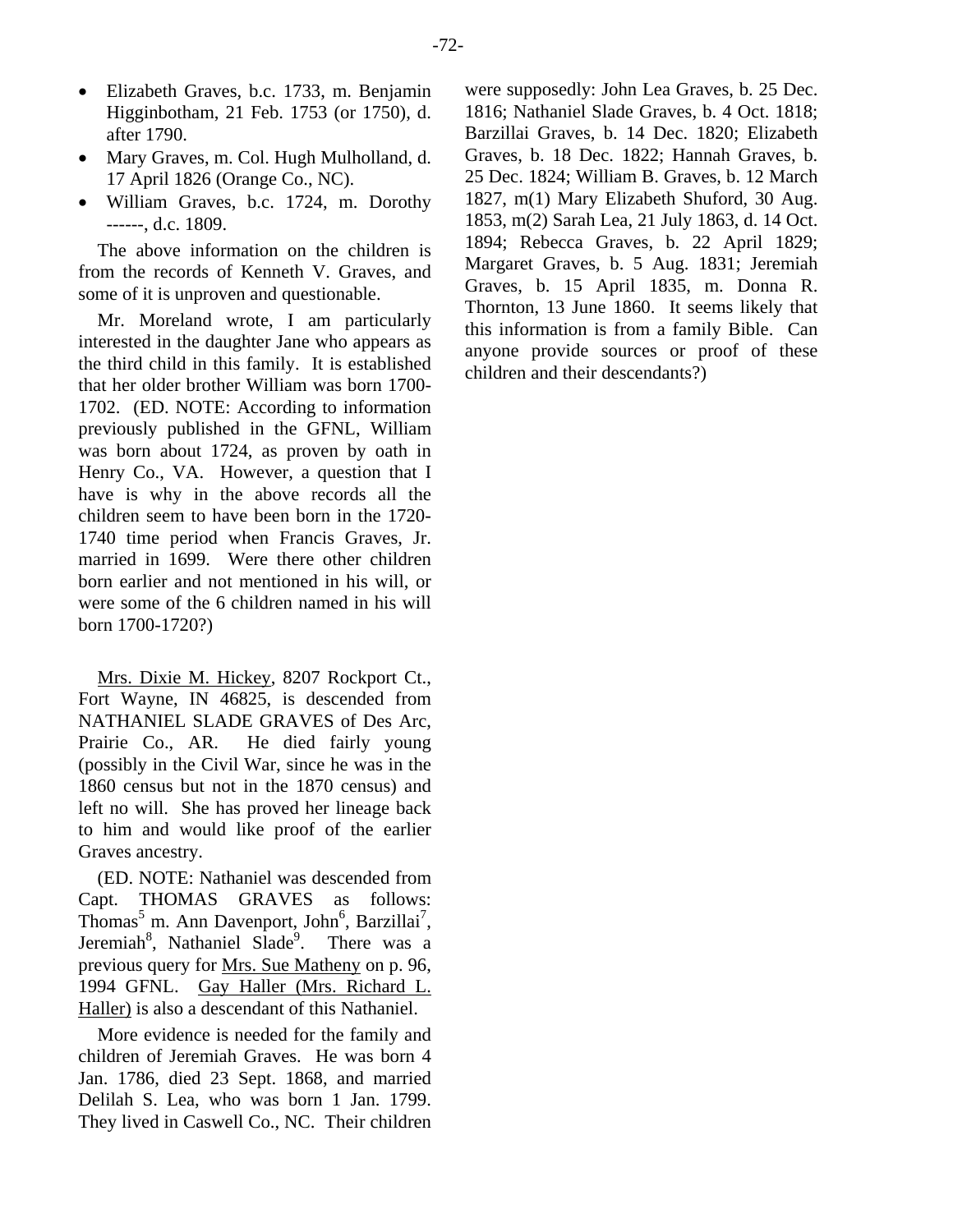- Elizabeth Graves, b.c. 1733, m. Benjamin Higginbotham, 21 Feb. 1753 (or 1750), d. after 1790.
- Mary Graves, m. Col. Hugh Mulholland, d. 17 April 1826 (Orange Co., NC).
- William Graves, b.c. 1724, m. Dorothy ------, d.c. 1809.

The above information on the children is from the records of Kenneth V. Graves, and some of it is unproven and questionable.

Mr. Moreland wrote, I am particularly interested in the daughter Jane who appears as the third child in this family. It is established that her older brother William was born 1700-1702. (ED. NOTE: According to information previously published in the GFNL, William was born about 1724, as proven by oath in Henry Co., VA. However, a question that I have is why in the above records all the children seem to have been born in the 1720-1740 time period when Francis Graves, Jr. married in 1699. Were there other children born earlier and not mentioned in his will, or were some of the 6 children named in his will born 1700-1720?)

<u>Mrs. Dixie M. Hickey</u>, 8207 Rockport Ct., Fort Wayne, IN 46825, is descended from NATHANIEL SLADE GRAVES of Des Arc, Prairie Co., AR. He died fairly young (possibly in the Civil War, since he was in the 1860 census but not in the 1870 census) and left no will. She has proved her lineage back to him and would like proof of the earlier Graves ancestry.

(ED. NOTE: Nathaniel was descended from Capt. THOMAS GRAVES as follows: Thomas[5] m. Ann Davenport, John[6], Barzillai[7], Jeremiah[8], Nathaniel Slade[9]. There was a previous query for <u>Mrs. Sue Matheny</u> on p. 96, 1994 GFNL. <u>Gay Haller (Mrs. Richard L. Haller)</u> is also a descendant of this Nathaniel.

More evidence is needed for the family and children of Jeremiah Graves. He was born 4 Jan. 1786, died 23 Sept. 1868, and married Delilah S. Lea, who was born 1 Jan. 1799. They lived in Caswell Co., NC. Their children were supposedly: John Lea Graves, b. 25 Dec. 1816; Nathaniel Slade Graves, b. 4 Oct. 1818; Barzillai Graves, b. 14 Dec. 1820; Elizabeth Graves, b. 18 Dec. 1822; Hannah Graves, b. 25 Dec. 1824; William B. Graves, b. 12 March 1827, m(1) Mary Elizabeth Shuford, 30 Aug. 1853, m(2) Sarah Lea, 21 July 1863, d. 14 Oct. 1894; Rebecca Graves, b. 22 April 1829; Margaret Graves, b. 5 Aug. 1831; Jeremiah Graves, b. 15 April 1835, m. Donna R. Thornton, 13 June 1860. It seems likely that this information is from a family Bible. Can anyone provide sources or proof of these children and their descendants?)